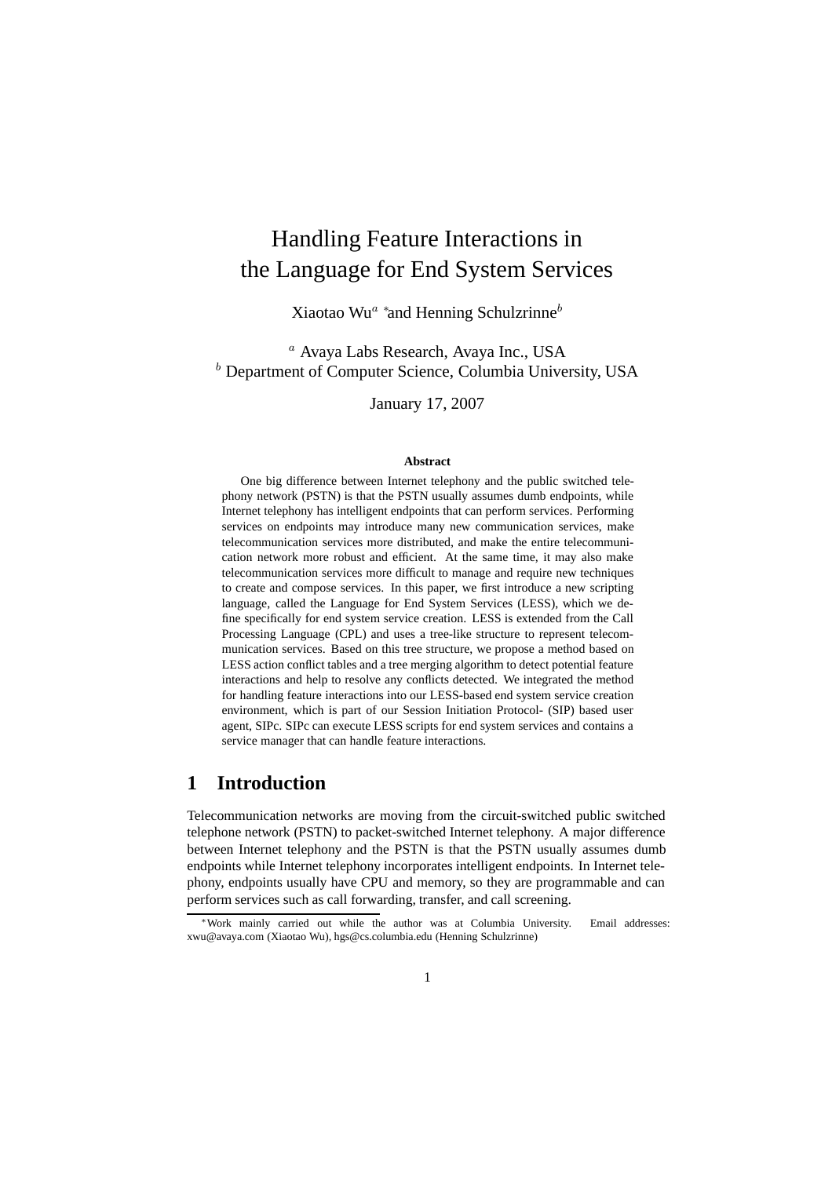# Handling Feature Interactions in the Language for End System Services

Xiaotao Wu[a] *and Henning Schulzrinne[b]

[a] Avaya Labs Research, Avaya Inc., USA
[b] Department of Computer Science, Columbia University, USA

January 17, 2007

### Abstract

One big difference between Internet telephony and the public switched telephony network (PSTN) is that the PSTN usually assumes dumb endpoints, while Internet telephony has intelligent endpoints that can perform services. Performing services on endpoints may introduce many new communication services, make telecommunication services more distributed, and make the entire telecommunication network more robust and efficient. At the same time, it may also make telecommunication services more difficult to manage and require new techniques to create and compose services. In this paper, we first introduce a new scripting language, called the Language for End System Services (LESS), which we define specifically for end system service creation. LESS is extended from the Call Processing Language (CPL) and uses a tree-like structure to represent telecommunication services. Based on this tree structure, we propose a method based on LESS action conflict tables and a tree merging algorithm to detect potential feature interactions and help to resolve any conflicts detected. We integrated the method for handling feature interactions into our LESS-based end system service creation environment, which is part of our Session Initiation Protocol- (SIP) based user agent, SIPc. SIPc can execute LESS scripts for end system services and contains a service manager that can handle feature interactions.

## 1 Introduction

Telecommunication networks are moving from the circuit-switched public switched telephone network (PSTN) to packet-switched Internet telephony. A major difference between Internet telephony and the PSTN is that the PSTN usually assumes dumb endpoints while Internet telephony incorporates intelligent endpoints. In Internet telephony, endpoints usually have CPU and memory, so they are programmable and can perform services such as call forwarding, transfer, and call screening.

*Work mainly carried out while the author was at Columbia University. Email addresses: xwu@avaya.com (Xiaotao Wu), hgs@cs.columbia.edu (Henning Schulzrinne)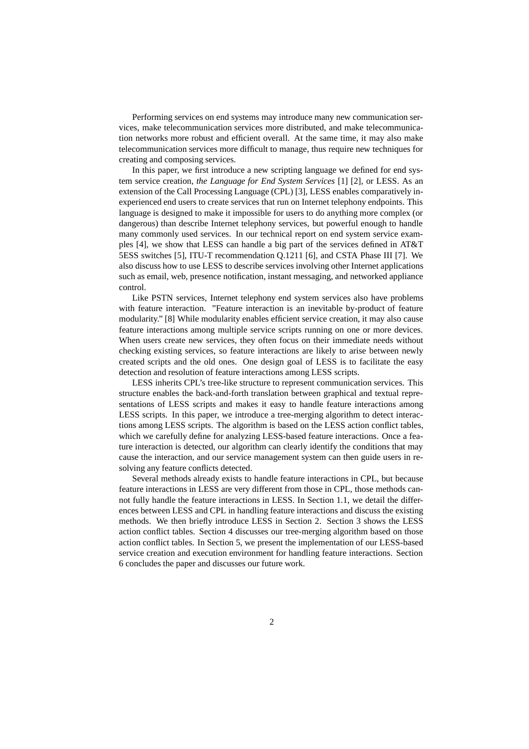Performing services on end systems may introduce many new communication services, make telecommunication services more distributed, and make telecommunication networks more robust and efficient overall. At the same time, it may also make telecommunication services more difficult to manage, thus require new techniques for creating and composing services.

In this paper, we first introduce a new scripting language we defined for end system service creation, *the Language for End System Services* [1] [2], or LESS. As an extension of the Call Processing Language (CPL) [3], LESS enables comparatively inexperienced end users to create services that run on Internet telephony endpoints. This language is designed to make it impossible for users to do anything more complex (or dangerous) than describe Internet telephony services, but powerful enough to handle many commonly used services. In our technical report on end system service examples [4], we show that LESS can handle a big part of the services defined in AT&T 5ESS switches [5], ITU-T recommendation Q.1211 [6], and CSTA Phase III [7]. We also discuss how to use LESS to describe services involving other Internet applications such as email, web, presence notification, instant messaging, and networked appliance control.

Like PSTN services, Internet telephony end system services also have problems with feature interaction. "Feature interaction is an inevitable by-product of feature modularity." [8] While modularity enables efficient service creation, it may also cause feature interactions among multiple service scripts running on one or more devices. When users create new services, they often focus on their immediate needs without checking existing services, so feature interactions are likely to arise between newly created scripts and the old ones. One design goal of LESS is to facilitate the easy detection and resolution of feature interactions among LESS scripts.

LESS inherits CPL's tree-like structure to represent communication services. This structure enables the back-and-forth translation between graphical and textual representations of LESS scripts and makes it easy to handle feature interactions among LESS scripts. In this paper, we introduce a tree-merging algorithm to detect interactions among LESS scripts. The algorithm is based on the LESS action conflict tables, which we carefully define for analyzing LESS-based feature interactions. Once a feature interaction is detected, our algorithm can clearly identify the conditions that may cause the interaction, and our service management system can then guide users in resolving any feature conflicts detected.

Several methods already exists to handle feature interactions in CPL, but because feature interactions in LESS are very different from those in CPL, those methods cannot fully handle the feature interactions in LESS. In Section 1.1, we detail the differences between LESS and CPL in handling feature interactions and discuss the existing methods. We then briefly introduce LESS in Section 2. Section 3 shows the LESS action conflict tables. Section 4 discusses our tree-merging algorithm based on those action conflict tables. In Section 5, we present the implementation of our LESS-based service creation and execution environment for handling feature interactions. Section 6 concludes the paper and discusses our future work.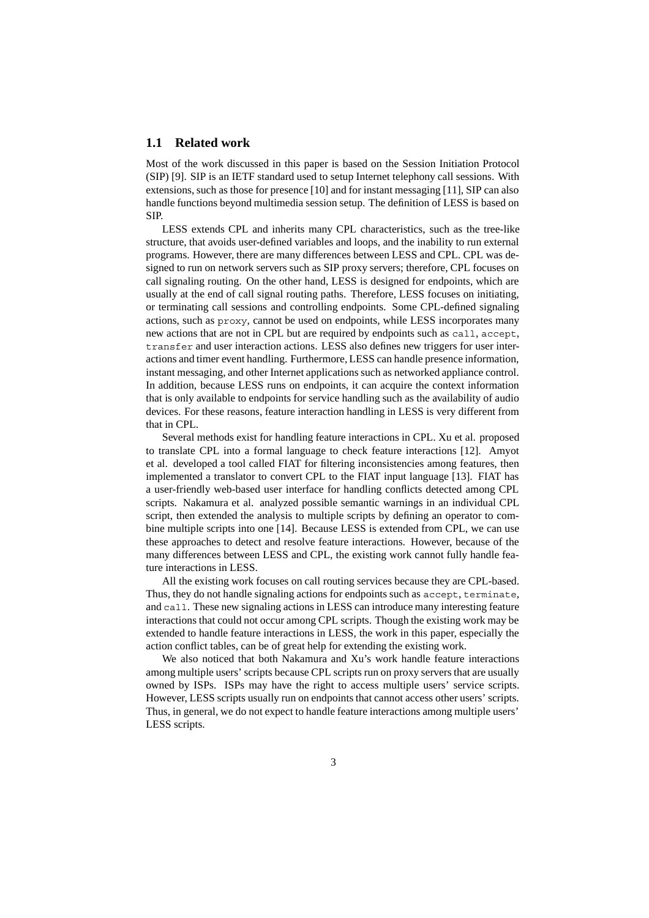## 1.1 Related work

Most of the work discussed in this paper is based on the Session Initiation Protocol (SIP) [9]. SIP is an IETF standard used to setup Internet telephony call sessions. With extensions, such as those for presence [10] and for instant messaging [11], SIP can also handle functions beyond multimedia session setup. The definition of LESS is based on SIP.

LESS extends CPL and inherits many CPL characteristics, such as the tree-like structure, that avoids user-defined variables and loops, and the inability to run external programs. However, there are many differences between LESS and CPL. CPL was designed to run on network servers such as SIP proxy servers; therefore, CPL focuses on call signaling routing. On the other hand, LESS is designed for endpoints, which are usually at the end of call signal routing paths. Therefore, LESS focuses on initiating, or terminating call sessions and controlling endpoints. Some CPL-defined signaling actions, such as `proxy`, cannot be used on endpoints, while LESS incorporates many new actions that are not in CPL but are required by endpoints such as `call`, `accept`, `transfer` and user interaction actions. LESS also defines new triggers for user interactions and timer event handling. Furthermore, LESS can handle presence information, instant messaging, and other Internet applications such as networked appliance control. In addition, because LESS runs on endpoints, it can acquire the context information that is only available to endpoints for service handling such as the availability of audio devices. For these reasons, feature interaction handling in LESS is very different from that in CPL.

Several methods exist for handling feature interactions in CPL. Xu et al. proposed to translate CPL into a formal language to check feature interactions [12]. Amyot et al. developed a tool called FIAT for filtering inconsistencies among features, then implemented a translator to convert CPL to the FIAT input language [13]. FIAT has a user-friendly web-based user interface for handling conflicts detected among CPL scripts. Nakamura et al. analyzed possible semantic warnings in an individual CPL script, then extended the analysis to multiple scripts by defining an operator to combine multiple scripts into one [14]. Because LESS is extended from CPL, we can use these approaches to detect and resolve feature interactions. However, because of the many differences between LESS and CPL, the existing work cannot fully handle feature interactions in LESS.

All the existing work focuses on call routing services because they are CPL-based. Thus, they do not handle signaling actions for endpoints such as `accept`, `terminate`, and `call`. These new signaling actions in LESS can introduce many interesting feature interactions that could not occur among CPL scripts. Though the existing work may be extended to handle feature interactions in LESS, the work in this paper, especially the action conflict tables, can be of great help for extending the existing work.

We also noticed that both Nakamura and Xu's work handle feature interactions among multiple users' scripts because CPL scripts run on proxy servers that are usually owned by ISPs. ISPs may have the right to access multiple users' service scripts. However, LESS scripts usually run on endpoints that cannot access other users' scripts. Thus, in general, we do not expect to handle feature interactions among multiple users' LESS scripts.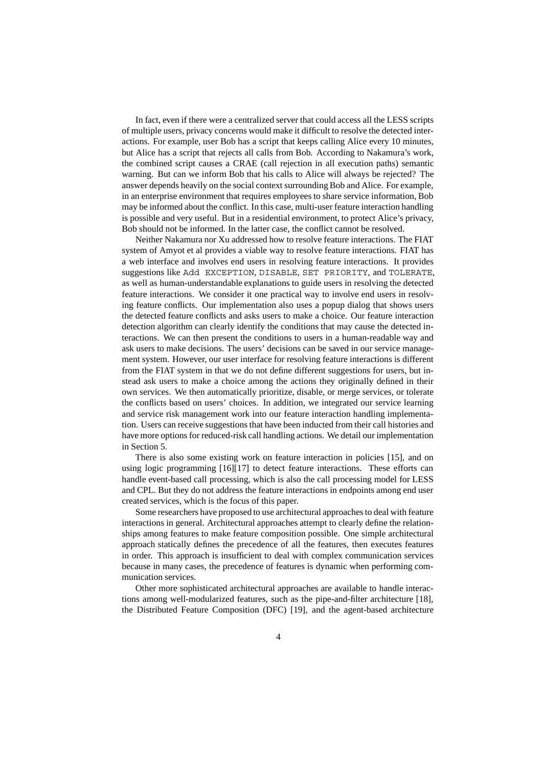In fact, even if there were a centralized server that could access all the LESS scripts of multiple users, privacy concerns would make it difficult to resolve the detected interactions. For example, user Bob has a script that keeps calling Alice every 10 minutes, but Alice has a script that rejects all calls from Bob. According to Nakamura's work, the combined script causes a CRAE (call rejection in all execution paths) semantic warning. But can we inform Bob that his calls to Alice will always be rejected? The answer depends heavily on the social context surrounding Bob and Alice. For example, in an enterprise environment that requires employees to share service information, Bob may be informed about the conflict. In this case, multi-user feature interaction handling is possible and very useful. But in a residential environment, to protect Alice's privacy, Bob should not be informed. In the latter case, the conflict cannot be resolved.

Neither Nakamura nor Xu addressed how to resolve feature interactions. The FIAT system of Amyot et al provides a viable way to resolve feature interactions. FIAT has a web interface and involves end users in resolving feature interactions. It provides suggestions like `Add EXCEPTION`, `DISABLE`, `SET PRIORITY`, and `TOLERATE`, as well as human-understandable explanations to guide users in resolving the detected feature interactions. We consider it one practical way to involve end users in resolving feature conflicts. Our implementation also uses a popup dialog that shows users the detected feature conflicts and asks users to make a choice. Our feature interaction detection algorithm can clearly identify the conditions that may cause the detected interactions. We can then present the conditions to users in a human-readable way and ask users to make decisions. The users' decisions can be saved in our service management system. However, our user interface for resolving feature interactions is different from the FIAT system in that we do not define different suggestions for users, but instead ask users to make a choice among the actions they originally defined in their own services. We then automatically prioritize, disable, or merge services, or tolerate the conflicts based on users' choices. In addition, we integrated our service learning and service risk management work into our feature interaction handling implementation. Users can receive suggestions that have been inducted from their call histories and have more options for reduced-risk call handling actions. We detail our implementation in Section 5.

There is also some existing work on feature interaction in policies [15], and on using logic programming [16][17] to detect feature interactions. These efforts can handle event-based call processing, which is also the call processing model for LESS and CPL. But they do not address the feature interactions in endpoints among end user created services, which is the focus of this paper.

Some researchers have proposed to use architectural approaches to deal with feature interactions in general. Architectural approaches attempt to clearly define the relationships among features to make feature composition possible. One simple architectural approach statically defines the precedence of all the features, then executes features in order. This approach is insufficient to deal with complex communication services because in many cases, the precedence of features is dynamic when performing communication services.

Other more sophisticated architectural approaches are available to handle interactions among well-modularized features, such as the pipe-and-filter architecture [18], the Distributed Feature Composition (DFC) [19], and the agent-based architecture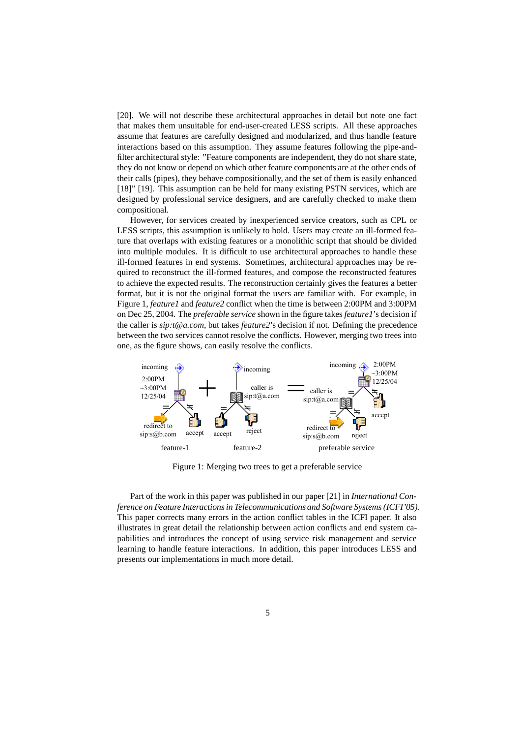[20]. We will not describe these architectural approaches in detail but note one fact that makes them unsuitable for end-user-created LESS scripts. All these approaches assume that features are carefully designed and modularized, and thus handle feature interactions based on this assumption. They assume features following the pipe-and-filter architectural style: "Feature components are independent, they do not share state, they do not know or depend on which other feature components are at the other ends of their calls (pipes), they behave compositionally, and the set of them is easily enhanced [18]" [19]. This assumption can be held for many existing PSTN services, which are designed by professional service designers, and are carefully checked to make them compositional.

However, for services created by inexperienced service creators, such as CPL or LESS scripts, this assumption is unlikely to hold. Users may create an ill-formed feature that overlaps with existing features or a monolithic script that should be divided into multiple modules. It is difficult to use architectural approaches to handle these ill-formed features in end systems. Sometimes, architectural approaches may be required to reconstruct the ill-formed features, and compose the reconstructed features to achieve the expected results. The reconstruction certainly gives the features a better format, but it is not the original format the users are familiar with. For example, in Figure 1, *feature1* and *feature2* conflict when the time is between 2:00PM and 3:00PM on Dec 25, 2004. The *preferable service* shown in the figure takes *feature1*'s decision if the caller is *sip:t@a.com*, but takes *feature2*'s decision if not. Defining the precedence between the two services cannot resolve the conflicts. However, merging two trees into one, as the figure shows, can easily resolve the conflicts.

Figure 1: Merging two trees to get a preferable service

Part of the work in this paper was published in our paper [21] in *International Conference on Feature Interactions in Telecommunications and Software Systems (ICFI'05)*. This paper corrects many errors in the action conflict tables in the ICFI paper. It also illustrates in great detail the relationship between action conflicts and end system capabilities and introduces the concept of using service risk management and service learning to handle feature interactions. In addition, this paper introduces LESS and presents our implementations in much more detail.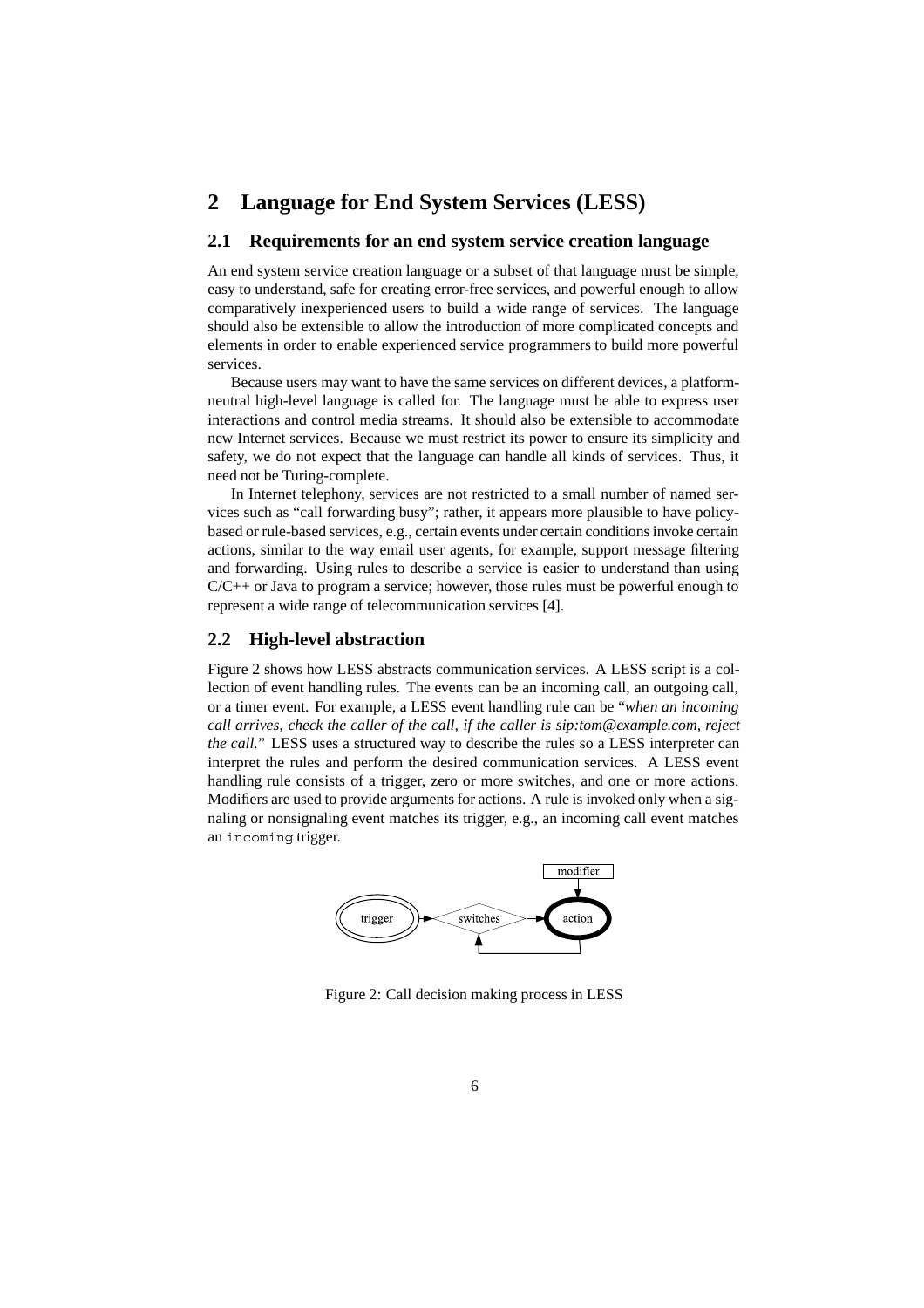## 2 Language for End System Services (LESS)

### 2.1 Requirements for an end system service creation language

An end system service creation language or a subset of that language must be simple, easy to understand, safe for creating error-free services, and powerful enough to allow comparatively inexperienced users to build a wide range of services. The language should also be extensible to allow the introduction of more complicated concepts and elements in order to enable experienced service programmers to build more powerful services.

Because users may want to have the same services on different devices, a platform-neutral high-level language is called for. The language must be able to express user interactions and control media streams. It should also be extensible to accommodate new Internet services. Because we must restrict its power to ensure its simplicity and safety, we do not expect that the language can handle all kinds of services. Thus, it need not be Turing-complete.

In Internet telephony, services are not restricted to a small number of named services such as "call forwarding busy"; rather, it appears more plausible to have policy-based or rule-based services, e.g., certain events under certain conditions invoke certain actions, similar to the way email user agents, for example, support message filtering and forwarding. Using rules to describe a service is easier to understand than using C/C++ or Java to program a service; however, those rules must be powerful enough to represent a wide range of telecommunication services [4].

### 2.2 High-level abstraction

Figure 2 shows how LESS abstracts communication services. A LESS script is a collection of event handling rules. The events can be an incoming call, an outgoing call, or a timer event. For example, a LESS event handling rule can be "*when an incoming call arrives, check the caller of the call, if the caller is sip:tom@example.com, reject the call.*" LESS uses a structured way to describe the rules so a LESS interpreter can interpret the rules and perform the desired communication services. A LESS event handling rule consists of a trigger, zero or more switches, and one or more actions. Modifiers are used to provide arguments for actions. A rule is invoked only when a signaling or nonsignaling event matches its trigger, e.g., an incoming call event matches an `incoming` trigger.

Figure 2: Call decision making process in LESS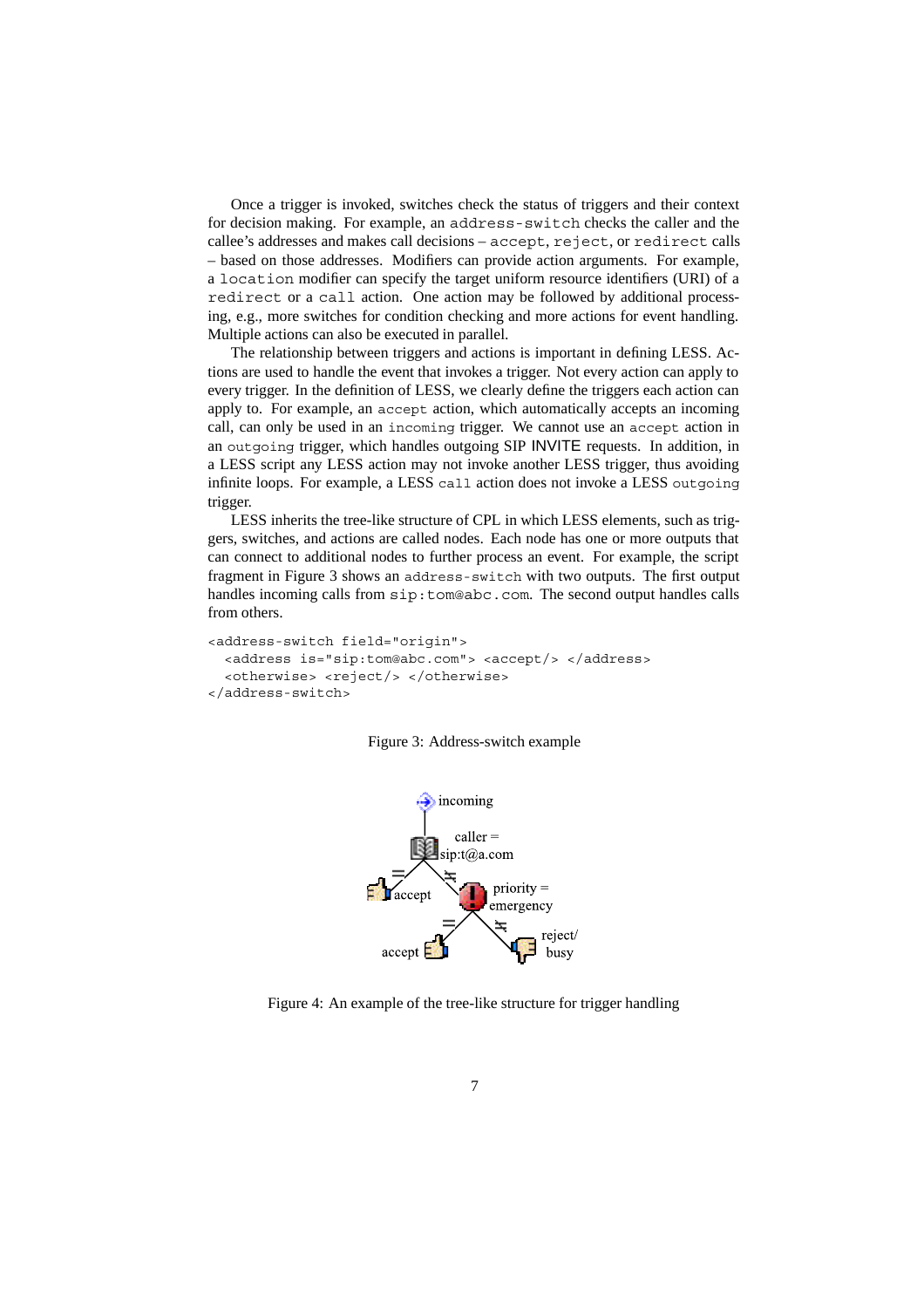Once a trigger is invoked, switches check the status of triggers and their context for decision making. For example, an `address-switch` checks the caller and the callee's addresses and makes call decisions – `accept`, `reject`, or `redirect` calls – based on those addresses. Modifiers can provide action arguments. For example, a `location` modifier can specify the target uniform resource identifiers (URI) of a `redirect` or a `call` action. One action may be followed by additional processing, e.g., more switches for condition checking and more actions for event handling. Multiple actions can also be executed in parallel.

The relationship between triggers and actions is important in defining LESS. Actions are used to handle the event that invokes a trigger. Not every action can apply to every trigger. In the definition of LESS, we clearly define the triggers each action can apply to. For example, an `accept` action, which automatically accepts an incoming call, can only be used in an `incoming` trigger. We cannot use an `accept` action in an `outgoing` trigger, which handles outgoing SIP INVITE requests. In addition, in a LESS script any LESS action may not invoke another LESS trigger, thus avoiding infinite loops. For example, a LESS `call` action does not invoke a LESS `outgoing` trigger.

LESS inherits the tree-like structure of CPL in which LESS elements, such as triggers, switches, and actions are called nodes. Each node has one or more outputs that can connect to additional nodes to further process an event. For example, the script fragment in Figure 3 shows an `address-switch` with two outputs. The first output handles incoming calls from `sip:tom@abc.com`. The second output handles calls from others.

```
<address-switch field="origin">
  <address is="sip:tom@abc.com"> <accept/> </address>
  <otherwise> <reject/> </otherwise>
</address-switch>
```

Figure 3: Address-switch example

Figure 4: An example of the tree-like structure for trigger handling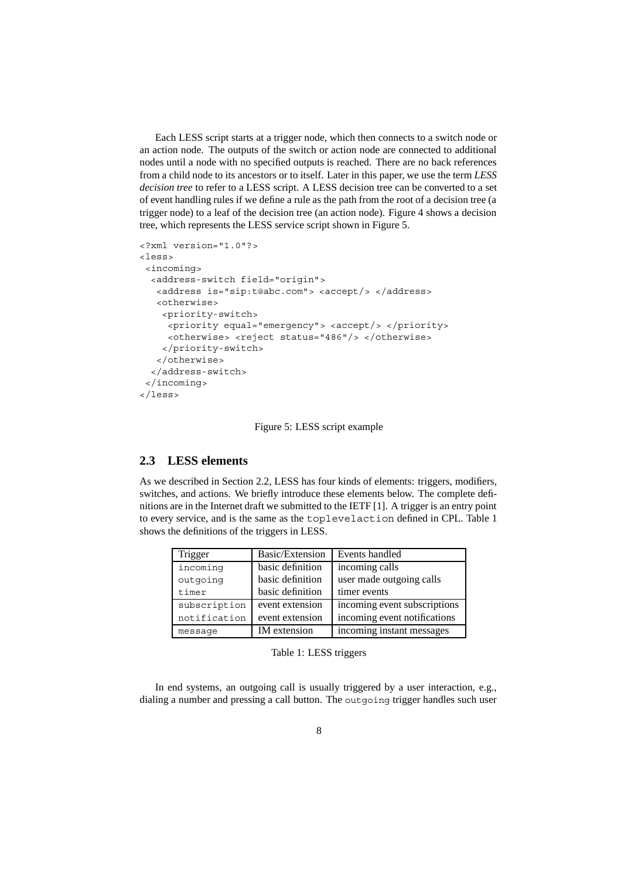Each LESS script starts at a trigger node, which then connects to a switch node or an action node. The outputs of the switch or action node are connected to additional nodes until a node with no specified outputs is reached. There are no back references from a child node to its ancestors or to itself. Later in this paper, we use the term *LESS decision tree* to refer to a LESS script. A LESS decision tree can be converted to a set of event handling rules if we define a rule as the path from the root of a decision tree (a trigger node) to a leaf of the decision tree (an action node). Figure 4 shows a decision tree, which represents the LESS service script shown in Figure 5.

```
<?xml version="1.0"?>
<less>
 <incoming>
  <address-switch field="origin">
   <address is="sip:t@abc.com"> <accept/> </address>
   <otherwise>
    <priority-switch>
     <priority equal="emergency"> <accept/> </priority>
     <otherwise> <reject status="486"/> </otherwise>
    </priority-switch>
   </otherwise>
  </address-switch>
 </incoming>
</less>
```

Figure 5: LESS script example

## 2.3 LESS elements

As we described in Section 2.2, LESS has four kinds of elements: triggers, modifiers, switches, and actions. We briefly introduce these elements below. The complete definitions are in the Internet draft we submitted to the IETF [1]. A trigger is an entry point to every service, and is the same as the `toplevelaction` defined in CPL. Table 1 shows the definitions of the triggers in LESS.

| Trigger | Basic/Extension | Events handled |
|---|---|---|
| `incoming` | basic definition | incoming calls |
| `outgoing` | basic definition | user made outgoing calls |
| `timer` | basic definition | timer events |
| `subscription` | event extension | incoming event subscriptions |
| `notification` | event extension | incoming event notifications |
| `message` | IM extension | incoming instant messages |

Table 1: LESS triggers

In end systems, an outgoing call is usually triggered by a user interaction, e.g., dialing a number and pressing a call button. The `outgoing` trigger handles such user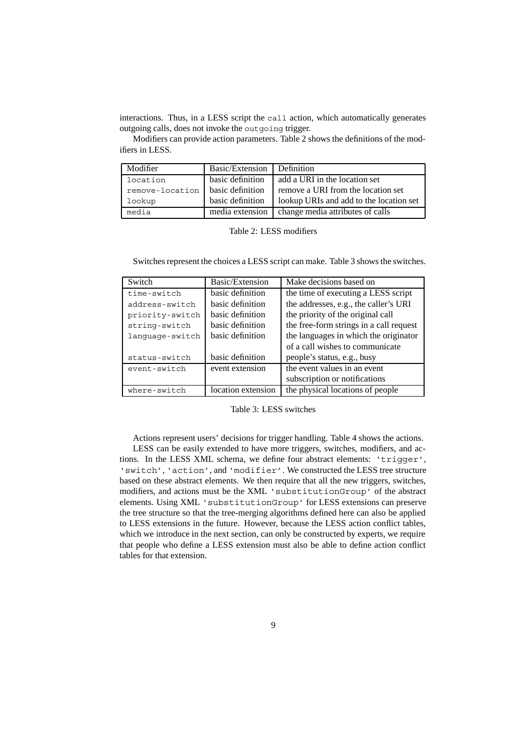interactions. Thus, in a LESS script the `call` action, which automatically generates outgoing calls, does not invoke the `outgoing` trigger.

Modifiers can provide action parameters. Table 2 shows the definitions of the modifiers in LESS.

| Modifier | Basic/Extension | Definition |
|---|---|---|
| `location` | basic definition | add a URI in the location set |
| `remove-location` | basic definition | remove a URI from the location set |
| `lookup` | basic definition | lookup URIs and add to the location set |
| `media` | media extension | change media attributes of calls |

Table 2: LESS modifiers

Switches represent the choices a LESS script can make. Table 3 shows the switches.

| Switch | Basic/Extension | Make decisions based on |
|---|---|---|
| `time-switch` | basic definition | the time of executing a LESS script |
| `address-switch` | basic definition | the addresses, e.g., the caller's URI |
| `priority-switch` | basic definition | the priority of the original call |
| `string-switch` | basic definition | the free-form strings in a call request |
| `language-switch` | basic definition | the languages in which the originator of a call wishes to communicate |
| `status-switch` | basic definition | people's status, e.g., busy |
| `event-switch` | event extension | the event values in an event subscription or notifications |
| `where-switch` | location extension | the physical locations of people |

Table 3: LESS switches

Actions represent users' decisions for trigger handling. Table 4 shows the actions.

LESS can be easily extended to have more triggers, switches, modifiers, and actions. In the LESS XML schema, we define four abstract elements: `'trigger'`, `'switch'`, `'action'`, and `'modifier'`. We constructed the LESS tree structure based on these abstract elements. We then require that all the new triggers, switches, modifiers, and actions must be the XML `'substitutionGroup'` of the abstract elements. Using XML `'substitutionGroup'` for LESS extensions can preserve the tree structure so that the tree-merging algorithms defined here can also be applied to LESS extensions in the future. However, because the LESS action conflict tables, which we introduce in the next section, can only be constructed by experts, we require that people who define a LESS extension must also be able to define action conflict tables for that extension.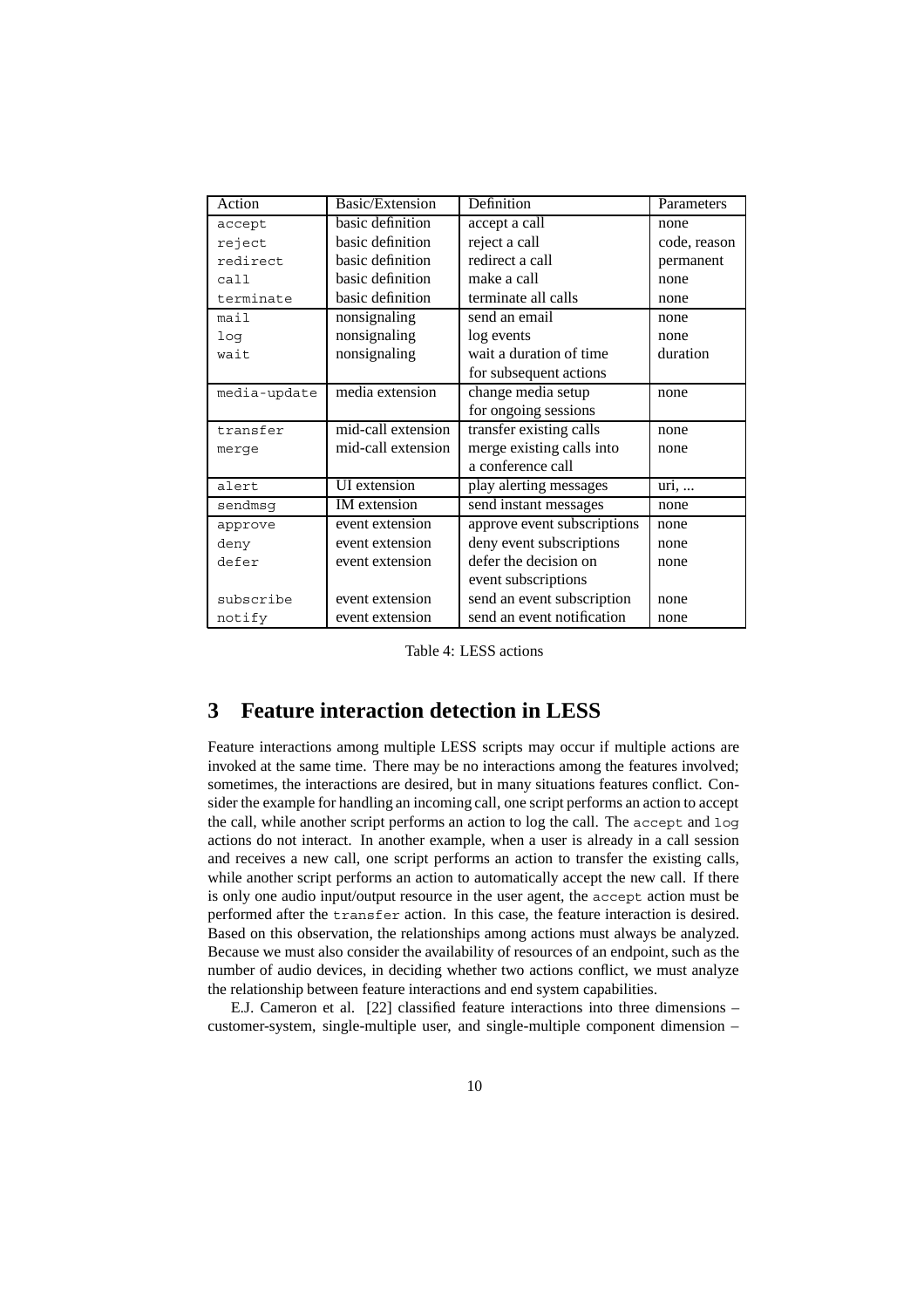| Action | Basic/Extension | Definition | Parameters |
|---|---|---|---|
| `accept` | basic definition | accept a call | none |
| `reject` | basic definition | reject a call | code, reason |
| `redirect` | basic definition | redirect a call | permanent |
| `call` | basic definition | make a call | none |
| `terminate` | basic definition | terminate all calls | none |
| `mail` | nonsignaling | send an email | none |
| `log` | nonsignaling | log events | none |
| `wait` | nonsignaling | wait a duration of time for subsequent actions | duration |
| `media-update` | media extension | change media setup for ongoing sessions | none |
| `transfer` | mid-call extension | transfer existing calls | none |
| `merge` | mid-call extension | merge existing calls into a conference call | none |
| `alert` | UI extension | play alerting messages | uri, ... |
| `sendmsg` | IM extension | send instant messages | none |
| `approve` | event extension | approve event subscriptions | none |
| `deny` | event extension | deny event subscriptions | none |
| `defer` | event extension | defer the decision on event subscriptions | none |
| `subscribe` | event extension | send an event subscription | none |
| `notify` | event extension | send an event notification | none |

Table 4: LESS actions

# 3 Feature interaction detection in LESS

Feature interactions among multiple LESS scripts may occur if multiple actions are invoked at the same time. There may be no interactions among the features involved; sometimes, the interactions are desired, but in many situations features conflict. Consider the example for handling an incoming call, one script performs an action to accept the call, while another script performs an action to log the call. The `accept` and `log` actions do not interact. In another example, when a user is already in a call session and receives a new call, one script performs an action to transfer the existing calls, while another script performs an action to automatically accept the new call. If there is only one audio input/output resource in the user agent, the `accept` action must be performed after the `transfer` action. In this case, the feature interaction is desired. Based on this observation, the relationships among actions must always be analyzed. Because we must also consider the availability of resources of an endpoint, such as the number of audio devices, in deciding whether two actions conflict, we must analyze the relationship between feature interactions and end system capabilities.

E.J. Cameron et al. [22] classified feature interactions into three dimensions – customer-system, single-multiple user, and single-multiple component dimension –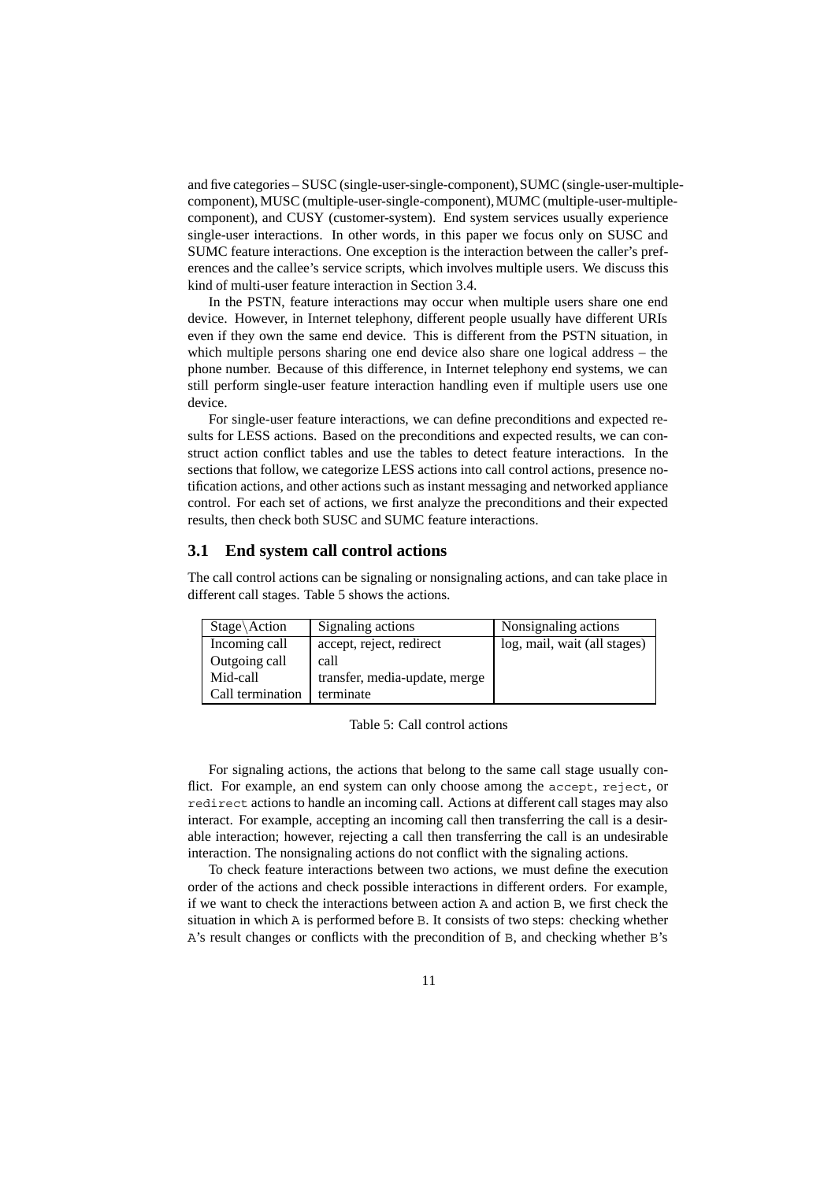and five categories – SUSC (single-user-single-component), SUMC (single-user-multiple-component), MUSC (multiple-user-single-component), MUMC (multiple-user-multiple-component), and CUSY (customer-system). End system services usually experience single-user interactions. In other words, in this paper we focus only on SUSC and SUMC feature interactions. One exception is the interaction between the caller's preferences and the callee's service scripts, which involves multiple users. We discuss this kind of multi-user feature interaction in Section 3.4.

In the PSTN, feature interactions may occur when multiple users share one end device. However, in Internet telephony, different people usually have different URIs even if they own the same end device. This is different from the PSTN situation, in which multiple persons sharing one end device also share one logical address – the phone number. Because of this difference, in Internet telephony end systems, we can still perform single-user feature interaction handling even if multiple users use one device.

For single-user feature interactions, we can define preconditions and expected results for LESS actions. Based on the preconditions and expected results, we can construct action conflict tables and use the tables to detect feature interactions. In the sections that follow, we categorize LESS actions into call control actions, presence notification actions, and other actions such as instant messaging and networked appliance control. For each set of actions, we first analyze the preconditions and their expected results, then check both SUSC and SUMC feature interactions.

### 3.1 End system call control actions

The call control actions can be signaling or nonsignaling actions, and can take place in different call stages. Table 5 shows the actions.

| Stage\Action | Signaling actions | Nonsignaling actions |
|---|---|---|
| Incoming call | accept, reject, redirect | log, mail, wait (all stages) |
| Outgoing call | call | |
| Mid-call | transfer, media-update, merge | |
| Call termination | terminate | |

Table 5: Call control actions

For signaling actions, the actions that belong to the same call stage usually conflict. For example, an end system can only choose among the `accept`, `reject`, or `redirect` actions to handle an incoming call. Actions at different call stages may also interact. For example, accepting an incoming call then transferring the call is a desirable interaction; however, rejecting a call then transferring the call is an undesirable interaction. The nonsignaling actions do not conflict with the signaling actions.

To check feature interactions between two actions, we must define the execution order of the actions and check possible interactions in different orders. For example, if we want to check the interactions between action `A` and action `B`, we first check the situation in which `A` is performed before `B`. It consists of two steps: checking whether `A`'s result changes or conflicts with the precondition of `B`, and checking whether `B`'s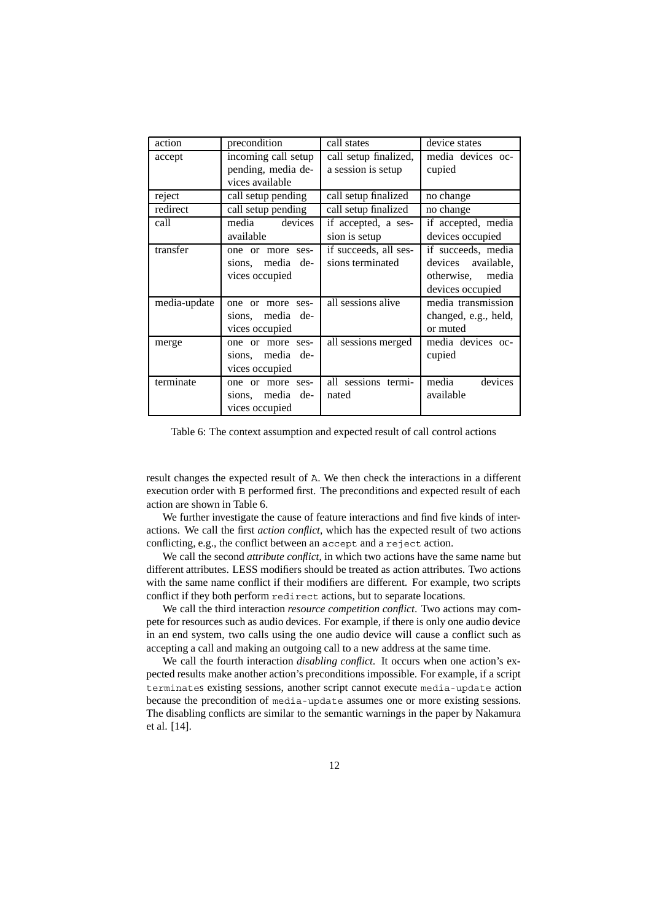| action | precondition | call states | device states |
| --- | --- | --- | --- |
| accept | incoming call setup pending, media devices available | call setup finalized, a session is setup | media devices occupied |
| reject | call setup pending | call setup finalized | no change |
| redirect | call setup pending | call setup finalized | no change |
| call | media devices available | if accepted, a session is setup | if accepted, media devices occupied |
| transfer | one or more sessions, media devices occupied | if succeeds, all sessions terminated | if succeeds, media devices available, otherwise, media devices occupied |
| media-update | one or more sessions, media devices occupied | all sessions alive | media transmission changed, e.g., held, or muted |
| merge | one or more sessions, media devices occupied | all sessions merged | media devices occupied |
| terminate | one or more sessions, media devices occupied | all sessions terminated | media devices available |

Table 6: The context assumption and expected result of call control actions

result changes the expected result of `A`. We then check the interactions in a different execution order with `B` performed first. The preconditions and expected result of each action are shown in Table 6.

We further investigate the cause of feature interactions and find five kinds of interactions. We call the first *action conflict*, which has the expected result of two actions conflicting, e.g., the conflict between an `accept` and a `reject` action.

We call the second *attribute conflict*, in which two actions have the same name but different attributes. LESS modifiers should be treated as action attributes. Two actions with the same name conflict if their modifiers are different. For example, two scripts conflict if they both perform `redirect` actions, but to separate locations.

We call the third interaction *resource competition conflict*. Two actions may compete for resources such as audio devices. For example, if there is only one audio device in an end system, two calls using the one audio device will cause a conflict such as accepting a call and making an outgoing call to a new address at the same time.

We call the fourth interaction *disabling conflict*. It occurs when one action's expected results make another action's preconditions impossible. For example, if a script `terminate`s existing sessions, another script cannot execute `media-update` action because the precondition of `media-update` assumes one or more existing sessions. The disabling conflicts are similar to the semantic warnings in the paper by Nakamura et al. [14].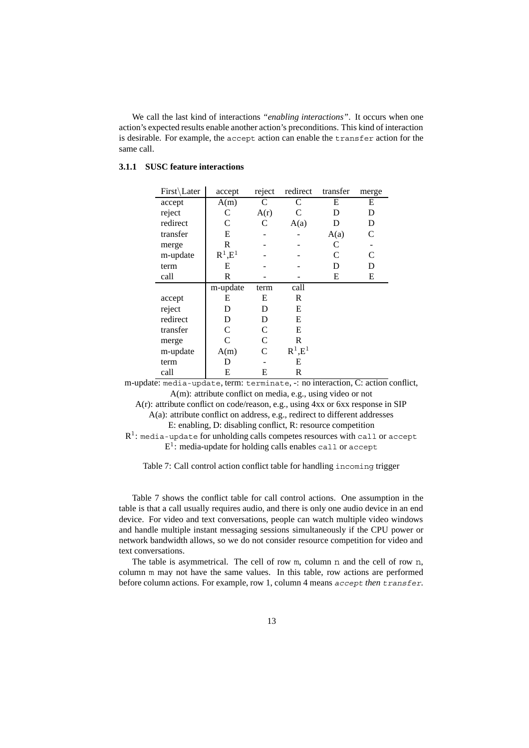We call the last kind of interactions *"enabling interactions"*. It occurs when one action's expected results enable another action's preconditions. This kind of interaction is desirable. For example, the `accept` action can enable the `transfer` action for the same call.

#### 3.1.1 SUSC feature interactions

| First\Later | accept | reject | redirect | transfer | merge |
|---|---|---|---|---|---|
| accept | A(m) | C | C | E | E |
| reject | C | A(r) | C | D | D |
| redirect | C | C | A(a) | D | D |
| transfer | E | - | - | A(a) | C |
| merge | R | - | - | C | - |
| m-update | R[1],E[1] | - | - | C | C |
| term | E | - | - | D | D |
| call | R | - | - | E | E |
| | **m-update** | **term** | **call** | | |
| accept | E | E | R | | |
| reject | D | D | E | | |
| redirect | D | D | E | | |
| transfer | C | C | E | | |
| merge | C | C | R | | |
| m-update | A(m) | C | R[1],E[1] | | |
| term | D | - | E | | |
| call | E | E | R | | |

m-update: `media-update`, term: `terminate`, -: no interaction, C: action conflict,
A(m): attribute conflict on media, e.g., using video or not
A(r): attribute conflict on code/reason, e.g., using 4xx or 6xx response in SIP
A(a): attribute conflict on address, e.g., redirect to different addresses
E: enabling, D: disabling conflict, R: resource competition
R[1]: `media-update` for unholding calls competes resources with `call` or `accept`
E[1]: media-update for holding calls enables `call` or `accept`

Table 7: Call control action conflict table for handling `incoming` trigger

Table 7 shows the conflict table for call control actions. One assumption in the table is that a call usually requires audio, and there is only one audio device in an end device. For video and text conversations, people can watch multiple video windows and handle multiple instant messaging sessions simultaneously if the CPU power or network bandwidth allows, so we do not consider resource competition for video and text conversations.

The table is asymmetrical. The cell of row `m`, column `n` and the cell of row `n`, column `m` may not have the same values. In this table, row actions are performed before column actions. For example, row 1, column 4 means *`accept` then `transfer`*.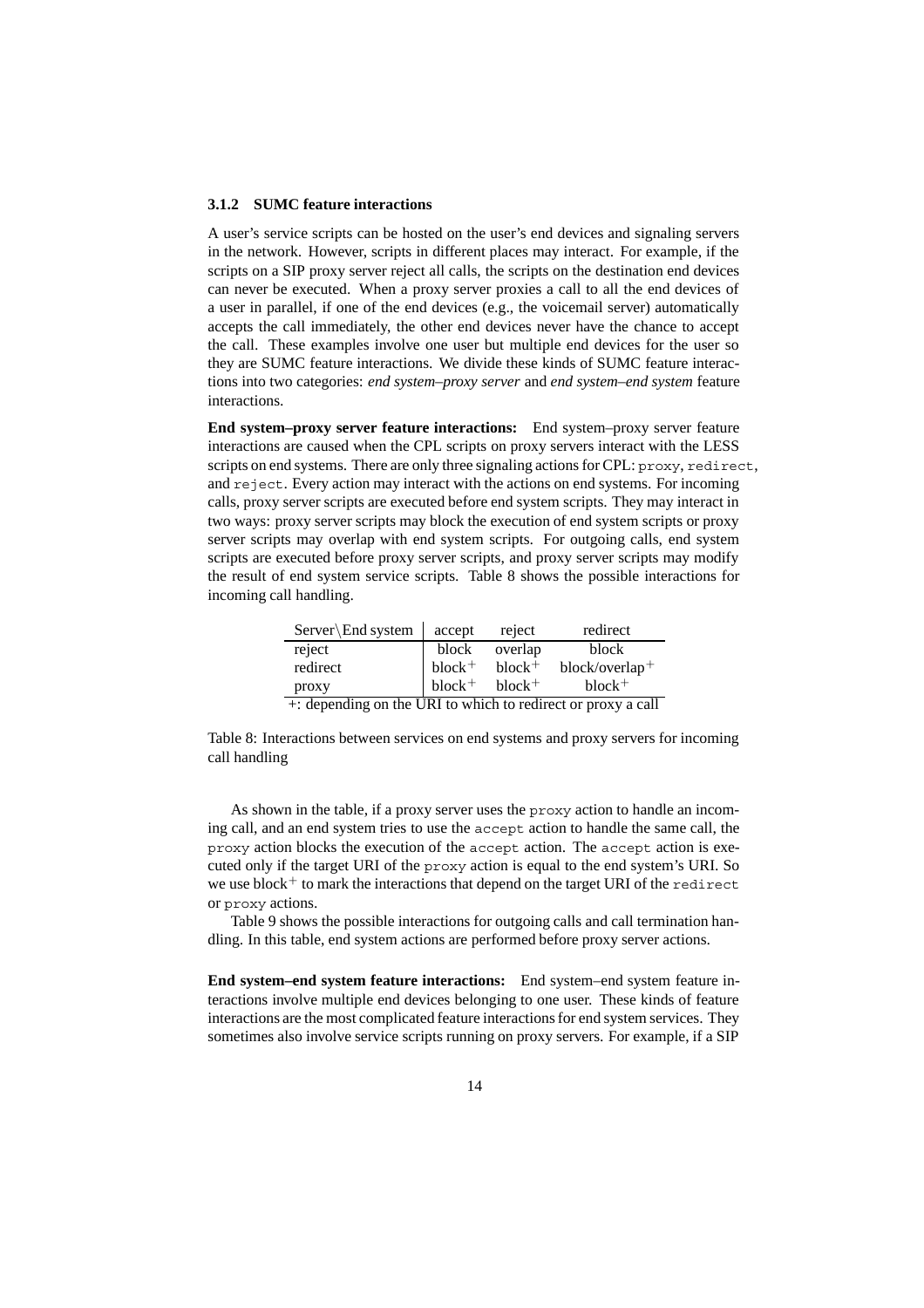### 3.1.2 SUMC feature interactions

A user's service scripts can be hosted on the user's end devices and signaling servers in the network. However, scripts in different places may interact. For example, if the scripts on a SIP proxy server reject all calls, the scripts on the destination end devices can never be executed. When a proxy server proxies a call to all the end devices of a user in parallel, if one of the end devices (e.g., the voicemail server) automatically accepts the call immediately, the other end devices never have the chance to accept the call. These examples involve one user but multiple end devices for the user so they are SUMC feature interactions. We divide these kinds of SUMC feature interactions into two categories: *end system–proxy server* and *end system–end system* feature interactions.

**End system–proxy server feature interactions:** End system–proxy server feature interactions are caused when the CPL scripts on proxy servers interact with the LESS scripts on end systems. There are only three signaling actions for CPL: `proxy`, `redirect`, and `reject`. Every action may interact with the actions on end systems. For incoming calls, proxy server scripts are executed before end system scripts. They may interact in two ways: proxy server scripts may block the execution of end system scripts or proxy server scripts may overlap with end system scripts. For outgoing calls, end system scripts are executed before proxy server scripts, and proxy server scripts may modify the result of end system service scripts. Table 8 shows the possible interactions for incoming call handling.

| Server\End system | accept | reject | redirect |
|---|---|---|---|
| reject | block | overlap | block |
| redirect | block$^+$ | block$^+$ | block/overlap$^+$ |
| proxy | block$^+$ | block$^+$ | block$^+$ |

+: depending on the URI to which to redirect or proxy a call

Table 8: Interactions between services on end systems and proxy servers for incoming call handling

As shown in the table, if a proxy server uses the `proxy` action to handle an incoming call, and an end system tries to use the `accept` action to handle the same call, the `proxy` action blocks the execution of the `accept` action. The `accept` action is executed only if the target URI of the `proxy` action is equal to the end system's URI. So we use block$^+$ to mark the interactions that depend on the target URI of the `redirect` or `proxy` actions.

Table 9 shows the possible interactions for outgoing calls and call termination handling. In this table, end system actions are performed before proxy server actions.

**End system–end system feature interactions:** End system–end system feature interactions involve multiple end devices belonging to one user. These kinds of feature interactions are the most complicated feature interactions for end system services. They sometimes also involve service scripts running on proxy servers. For example, if a SIP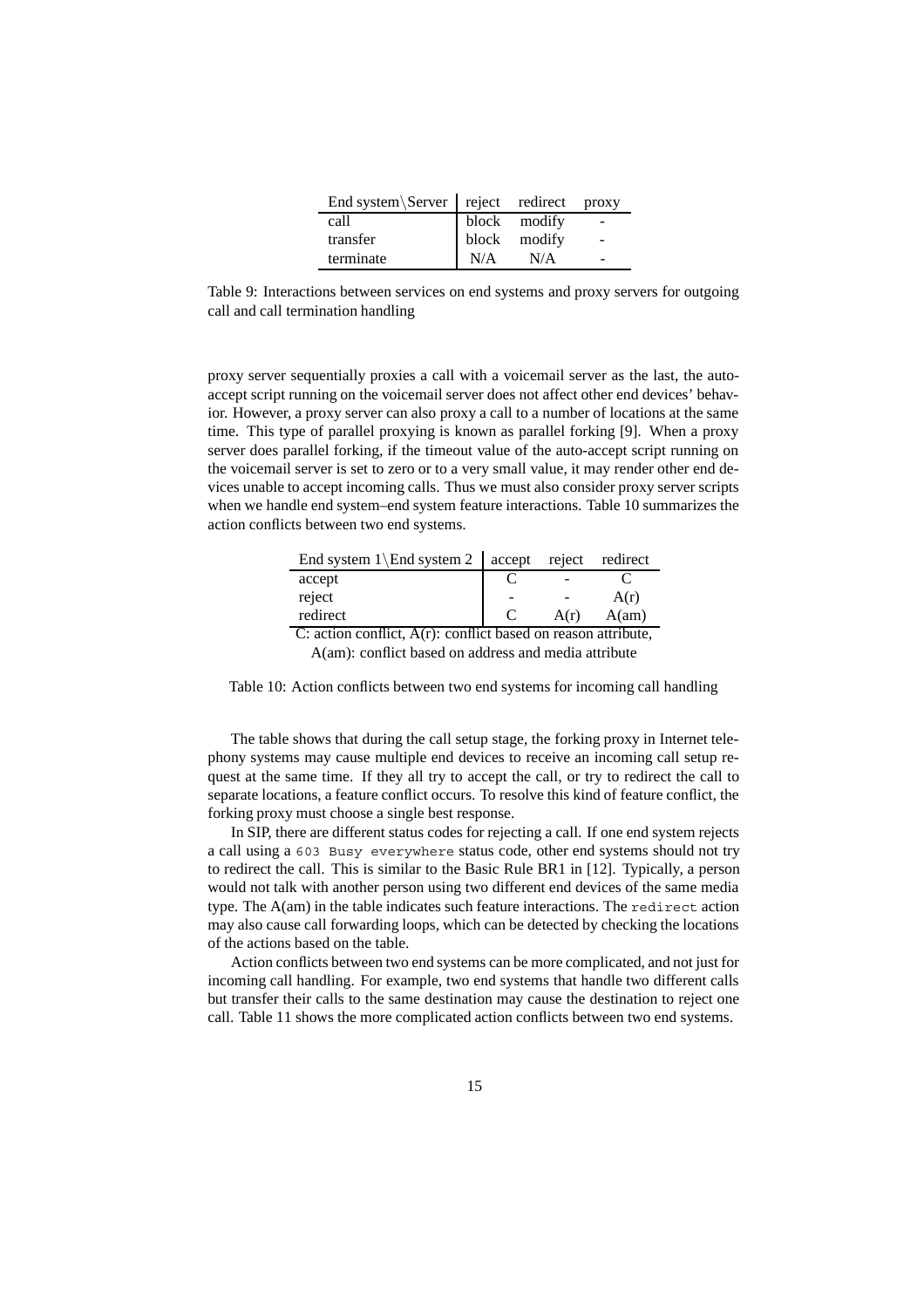| End system\Server | reject | redirect | proxy |
|---|---|---|---|
| call | block | modify | - |
| transfer | block | modify | - |
| terminate | N/A | N/A | - |

Table 9: Interactions between services on end systems and proxy servers for outgoing call and call termination handling

proxy server sequentially proxies a call with a voicemail server as the last, the auto-accept script running on the voicemail server does not affect other end devices' behavior. However, a proxy server can also proxy a call to a number of locations at the same time. This type of parallel proxying is known as parallel forking [9]. When a proxy server does parallel forking, if the timeout value of the auto-accept script running on the voicemail server is set to zero or to a very small value, it may render other end devices unable to accept incoming calls. Thus we must also consider proxy server scripts when we handle end system–end system feature interactions. Table 10 summarizes the action conflicts between two end systems.

| End system 1\End system 2 | accept | reject | redirect |
|---|---|---|---|
| accept | C | - | C |
| reject | - | - | A(r) |
| redirect | C | A(r) | A(am) |

C: action conflict, A(r): conflict based on reason attribute, A(am): conflict based on address and media attribute

Table 10: Action conflicts between two end systems for incoming call handling

The table shows that during the call setup stage, the forking proxy in Internet telephony systems may cause multiple end devices to receive an incoming call setup request at the same time. If they all try to accept the call, or try to redirect the call to separate locations, a feature conflict occurs. To resolve this kind of feature conflict, the forking proxy must choose a single best response.

In SIP, there are different status codes for rejecting a call. If one end system rejects a call using a `603 Busy everywhere` status code, other end systems should not try to redirect the call. This is similar to the Basic Rule BR1 in [12]. Typically, a person would not talk with another person using two different end devices of the same media type. The A(am) in the table indicates such feature interactions. The `redirect` action may also cause call forwarding loops, which can be detected by checking the locations of the actions based on the table.

Action conflicts between two end systems can be more complicated, and not just for incoming call handling. For example, two end systems that handle two different calls but transfer their calls to the same destination may cause the destination to reject one call. Table 11 shows the more complicated action conflicts between two end systems.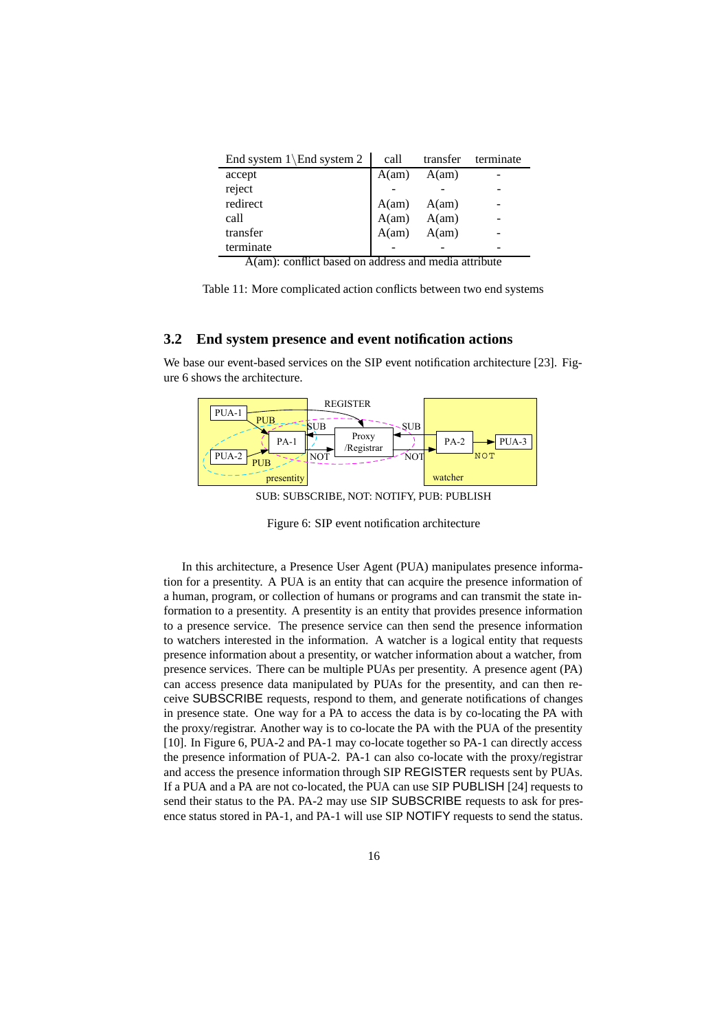| End system 1\End system 2 | call | transfer | terminate |
|---|---|---|---|
| accept | A(am) | A(am) | - |
| reject | - | - | - |
| redirect | A(am) | A(am) | - |
| call | A(am) | A(am) | - |
| transfer | A(am) | A(am) | - |
| terminate | - | - | - |

A(am): conflict based on address and media attribute

Table 11: More complicated action conflicts between two end systems

## 3.2 End system presence and event notification actions

We base our event-based services on the SIP event notification architecture [23]. Figure 6 shows the architecture.

SUB: SUBSCRIBE, NOT: NOTIFY, PUB: PUBLISH

Figure 6: SIP event notification architecture

In this architecture, a Presence User Agent (PUA) manipulates presence information for a presentity. A PUA is an entity that can acquire the presence information of a human, program, or collection of humans or programs and can transmit the state information to a presentity. A presentity is an entity that provides presence information to a presence service. The presence service can then send the presence information to watchers interested in the information. A watcher is a logical entity that requests presence information about a presentity, or watcher information about a watcher, from presence services. There can be multiple PUAs per presentity. A presence agent (PA) can access presence data manipulated by PUAs for the presentity, and can then receive SUBSCRIBE requests, respond to them, and generate notifications of changes in presence state. One way for a PA to access the data is by co-locating the PA with the proxy/registrar. Another way is to co-locate the PA with the PUA of the presentity [10]. In Figure 6, PUA-2 and PA-1 may co-locate together so PA-1 can directly access the presence information of PUA-2. PA-1 can also co-locate with the proxy/registrar and access the presence information through SIP REGISTER requests sent by PUAs. If a PUA and a PA are not co-located, the PUA can use SIP PUBLISH [24] requests to send their status to the PA. PA-2 may use SIP SUBSCRIBE requests to ask for presence status stored in PA-1, and PA-1 will use SIP NOTIFY requests to send the status.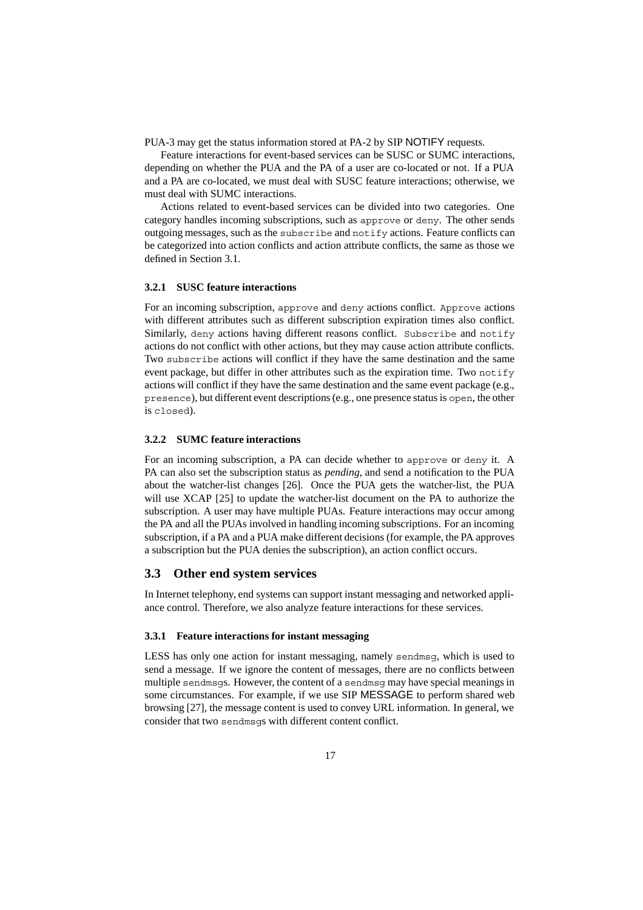PUA-3 may get the status information stored at PA-2 by SIP NOTIFY requests.

Feature interactions for event-based services can be SUSC or SUMC interactions, depending on whether the PUA and the PA of a user are co-located or not. If a PUA and a PA are co-located, we must deal with SUSC feature interactions; otherwise, we must deal with SUMC interactions.

Actions related to event-based services can be divided into two categories. One category handles incoming subscriptions, such as `approve` or `deny`. The other sends outgoing messages, such as the `subscribe` and `notify` actions. Feature conflicts can be categorized into action conflicts and action attribute conflicts, the same as those we defined in Section 3.1.

### 3.2.1 SUSC feature interactions

For an incoming subscription, `approve` and `deny` actions conflict. `Approve` actions with different attributes such as different subscription expiration times also conflict. Similarly, `deny` actions having different reasons conflict. `Subscribe` and `notify` actions do not conflict with other actions, but they may cause action attribute conflicts. Two `subscribe` actions will conflict if they have the same destination and the same event package, but differ in other attributes such as the expiration time. Two `notify` actions will conflict if they have the same destination and the same event package (e.g., `presence`), but different event descriptions (e.g., one presence status is `open`, the other is `closed`).

### 3.2.2 SUMC feature interactions

For an incoming subscription, a PA can decide whether to `approve` or `deny` it. A PA can also set the subscription status as *pending*, and send a notification to the PUA about the watcher-list changes [26]. Once the PUA gets the watcher-list, the PUA will use XCAP [25] to update the watcher-list document on the PA to authorize the subscription. A user may have multiple PUAs. Feature interactions may occur among the PA and all the PUAs involved in handling incoming subscriptions. For an incoming subscription, if a PA and a PUA make different decisions (for example, the PA approves a subscription but the PUA denies the subscription), an action conflict occurs.

## 3.3 Other end system services

In Internet telephony, end systems can support instant messaging and networked appliance control. Therefore, we also analyze feature interactions for these services.

### 3.3.1 Feature interactions for instant messaging

LESS has only one action for instant messaging, namely `sendmsg`, which is used to send a message. If we ignore the content of messages, there are no conflicts between multiple `sendmsg`s. However, the content of a `sendmsg` may have special meanings in some circumstances. For example, if we use SIP MESSAGE to perform shared web browsing [27], the message content is used to convey URL information. In general, we consider that two `sendmsg`s with different content conflict.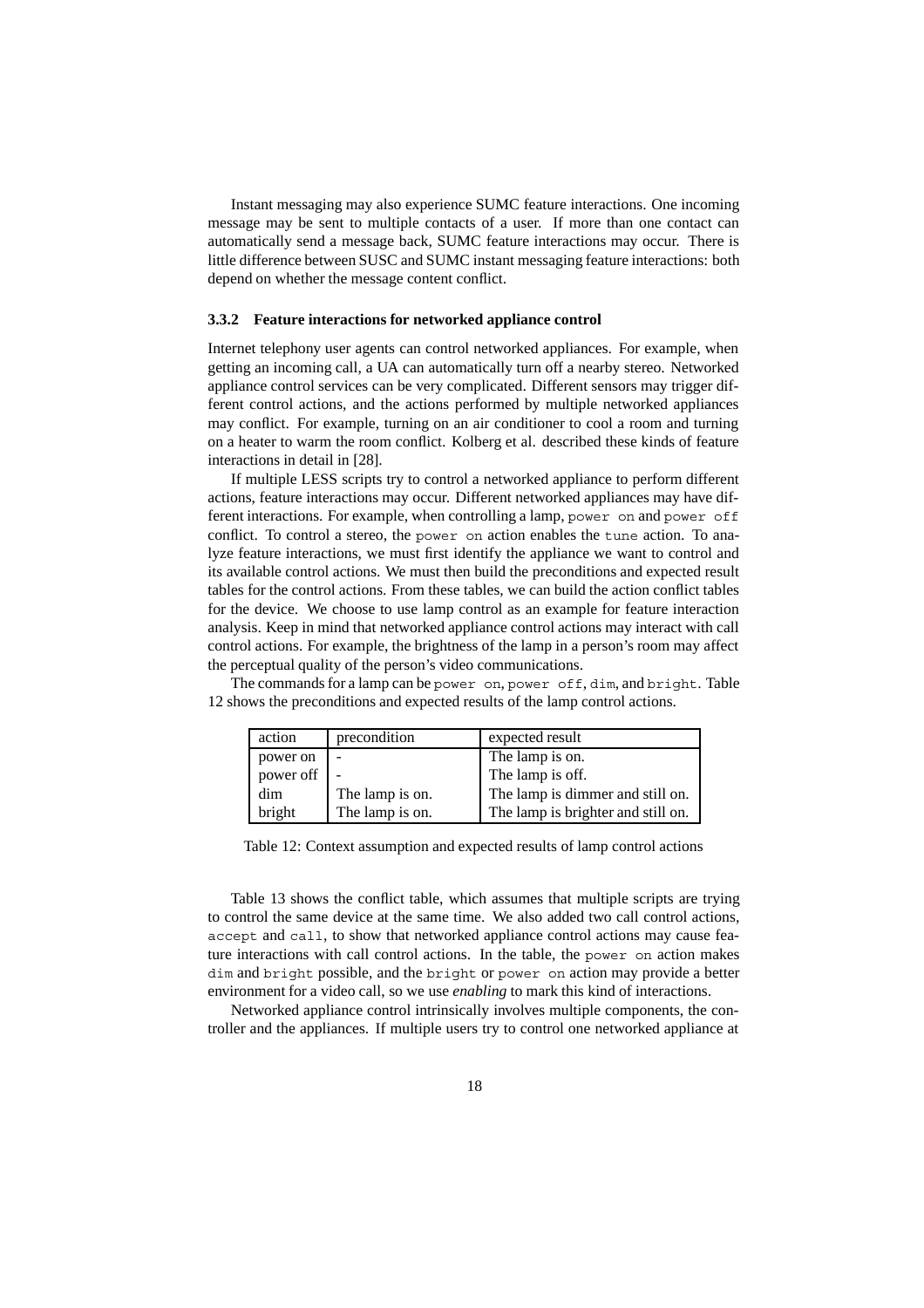Instant messaging may also experience SUMC feature interactions. One incoming message may be sent to multiple contacts of a user. If more than one contact can automatically send a message back, SUMC feature interactions may occur. There is little difference between SUSC and SUMC instant messaging feature interactions: both depend on whether the message content conflict.

### 3.3.2 Feature interactions for networked appliance control

Internet telephony user agents can control networked appliances. For example, when getting an incoming call, a UA can automatically turn off a nearby stereo. Networked appliance control services can be very complicated. Different sensors may trigger different control actions, and the actions performed by multiple networked appliances may conflict. For example, turning on an air conditioner to cool a room and turning on a heater to warm the room conflict. Kolberg et al. described these kinds of feature interactions in detail in [28].

If multiple LESS scripts try to control a networked appliance to perform different actions, feature interactions may occur. Different networked appliances may have different interactions. For example, when controlling a lamp, `power on` and `power off` conflict. To control a stereo, the `power on` action enables the `tune` action. To analyze feature interactions, we must first identify the appliance we want to control and its available control actions. We must then build the preconditions and expected result tables for the control actions. From these tables, we can build the action conflict tables for the device. We choose to use lamp control as an example for feature interaction analysis. Keep in mind that networked appliance control actions may interact with call control actions. For example, the brightness of the lamp in a person's room may affect the perceptual quality of the person's video communications.

The commands for a lamp can be `power on`, `power off`, `dim`, and `bright`. Table 12 shows the preconditions and expected results of the lamp control actions.

| action | precondition | expected result |
|---|---|---|
| power on | - | The lamp is on. |
| power off | - | The lamp is off. |
| dim | The lamp is on. | The lamp is dimmer and still on. |
| bright | The lamp is on. | The lamp is brighter and still on. |

Table 12: Context assumption and expected results of lamp control actions

Table 13 shows the conflict table, which assumes that multiple scripts are trying to control the same device at the same time. We also added two call control actions, `accept` and `call`, to show that networked appliance control actions may cause feature interactions with call control actions. In the table, the `power on` action makes `dim` and `bright` possible, and the `bright` or `power on` action may provide a better environment for a video call, so we use *enabling* to mark this kind of interactions.

Networked appliance control intrinsically involves multiple components, the controller and the appliances. If multiple users try to control one networked appliance at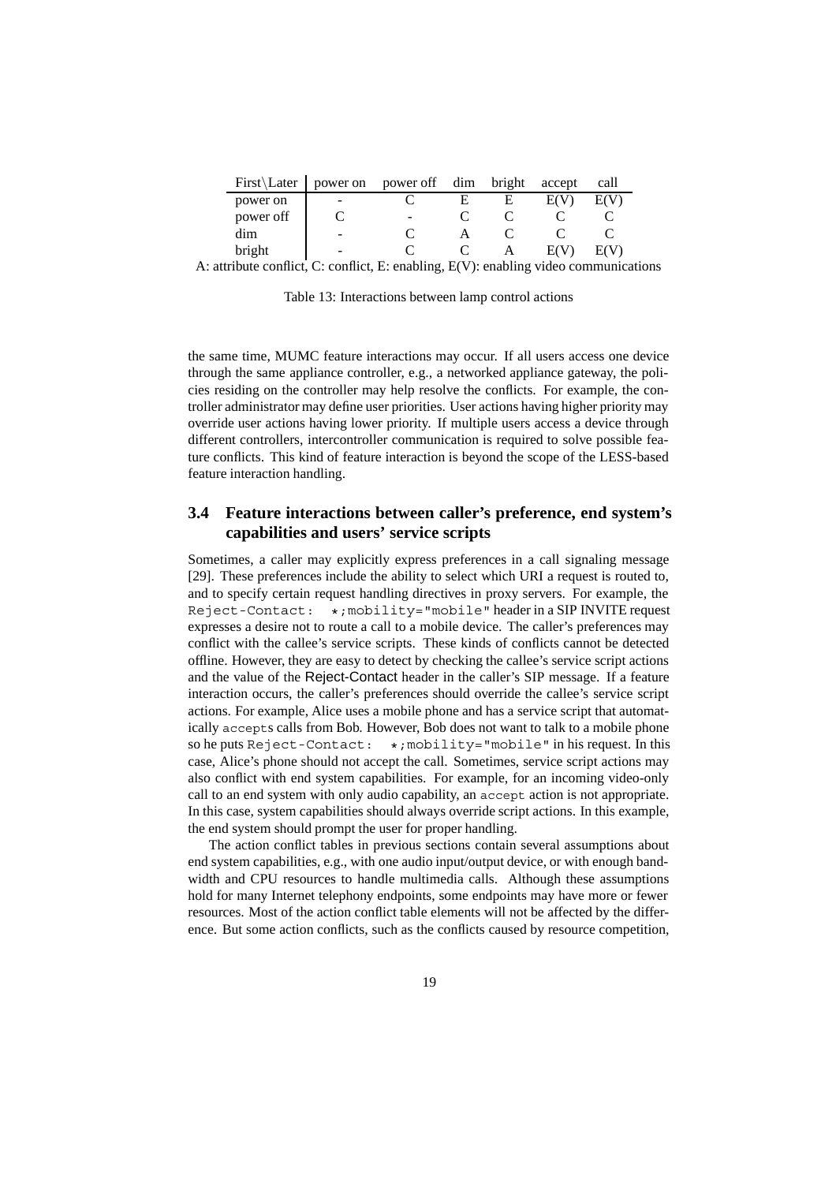| First\Later | power on | power off | dim | bright | accept | call |
|---|---|---|---|---|---|---|
| power on | - | C | E | E | E(V) | E(V) |
| power off | C | - | C | C | C | C |
| dim | - | C | A | C | C | C |
| bright | - | C | C | A | E(V) | E(V) |

A: attribute conflict, C: conflict, E: enabling, E(V): enabling video communications

Table 13: Interactions between lamp control actions

the same time, MUMC feature interactions may occur. If all users access one device through the same appliance controller, e.g., a networked appliance gateway, the policies residing on the controller may help resolve the conflicts. For example, the controller administrator may define user priorities. User actions having higher priority may override user actions having lower priority. If multiple users access a device through different controllers, intercontroller communication is required to solve possible feature conflicts. This kind of feature interaction is beyond the scope of the LESS-based feature interaction handling.

## 3.4 Feature interactions between caller's preference, end system's capabilities and users' service scripts

Sometimes, a caller may explicitly express preferences in a call signaling message [29]. These preferences include the ability to select which URI a request is routed to, and to specify certain request handling directives in proxy servers. For example, the `Reject-Contact: *;mobility="mobile"` header in a SIP INVITE request expresses a desire not to route a call to a mobile device. The caller's preferences may conflict with the callee's service scripts. These kinds of conflicts cannot be detected offline. However, they are easy to detect by checking the callee's service script actions and the value of the Reject-Contact header in the caller's SIP message. If a feature interaction occurs, the caller's preferences should override the callee's service script actions. For example, Alice uses a mobile phone and has a service script that automatically `accept`s calls from Bob. However, Bob does not want to talk to a mobile phone so he puts `Reject-Contact: *;mobility="mobile"` in his request. In this case, Alice's phone should not accept the call. Sometimes, service script actions may also conflict with end system capabilities. For example, for an incoming video-only call to an end system with only audio capability, an `accept` action is not appropriate. In this case, system capabilities should always override script actions. In this example, the end system should prompt the user for proper handling.

The action conflict tables in previous sections contain several assumptions about end system capabilities, e.g., with one audio input/output device, or with enough bandwidth and CPU resources to handle multimedia calls. Although these assumptions hold for many Internet telephony endpoints, some endpoints may have more or fewer resources. Most of the action conflict table elements will not be affected by the difference. But some action conflicts, such as the conflicts caused by resource competition,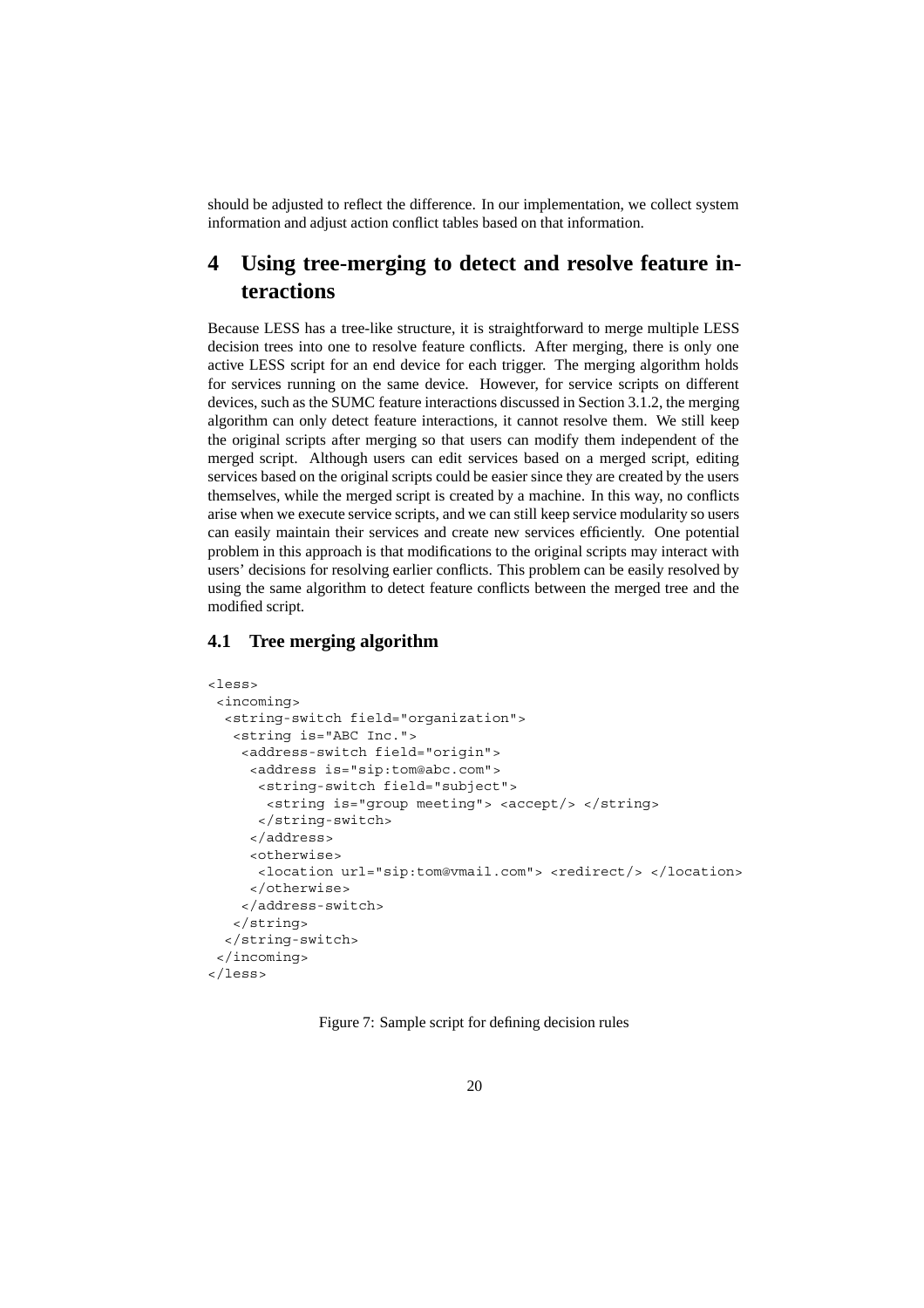should be adjusted to reflect the difference. In our implementation, we collect system information and adjust action conflict tables based on that information.

# 4 Using tree-merging to detect and resolve feature interactions

Because LESS has a tree-like structure, it is straightforward to merge multiple LESS decision trees into one to resolve feature conflicts. After merging, there is only one active LESS script for an end device for each trigger. The merging algorithm holds for services running on the same device. However, for service scripts on different devices, such as the SUMC feature interactions discussed in Section 3.1.2, the merging algorithm can only detect feature interactions, it cannot resolve them. We still keep the original scripts after merging so that users can modify them independent of the merged script. Although users can edit services based on a merged script, editing services based on the original scripts could be easier since they are created by the users themselves, while the merged script is created by a machine. In this way, no conflicts arise when we execute service scripts, and we can still keep service modularity so users can easily maintain their services and create new services efficiently. One potential problem in this approach is that modifications to the original scripts may interact with users' decisions for resolving earlier conflicts. This problem can be easily resolved by using the same algorithm to detect feature conflicts between the merged tree and the modified script.

## 4.1 Tree merging algorithm

```
<less>
 <incoming>
  <string-switch field="organization">
   <string is="ABC Inc.">
    <address-switch field="origin">
     <address is="sip:tom@abc.com">
      <string-switch field="subject">
       <string is="group meeting"> <accept/> </string>
      </string-switch>
     </address>
     <otherwise>
      <location url="sip:tom@vmail.com"> <redirect/> </location>
     </otherwise>
    </address-switch>
   </string>
  </string-switch>
 </incoming>
</less>
```

Figure 7: Sample script for defining decision rules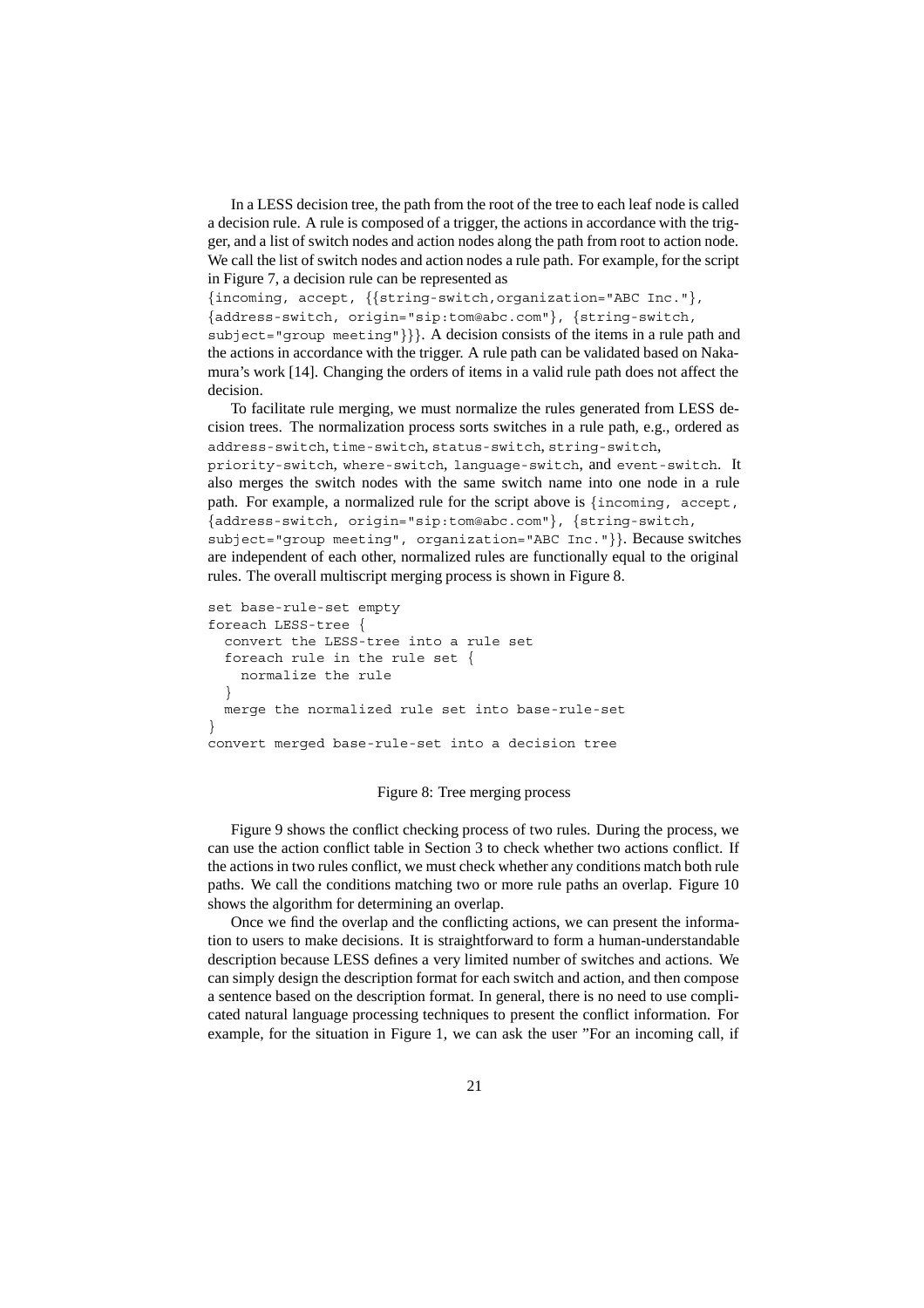In a LESS decision tree, the path from the root of the tree to each leaf node is called a decision rule. A rule is composed of a trigger, the actions in accordance with the trigger, and a list of switch nodes and action nodes along the path from root to action node. We call the list of switch nodes and action nodes a rule path. For example, for the script in Figure 7, a decision rule can be represented as `{incoming, accept, {{string-switch,organization="ABC Inc."}, {address-switch, origin="sip:tom@abc.com"}, {string-switch, subject="group meeting"}}}`. A decision consists of the items in a rule path and the actions in accordance with the trigger. A rule path can be validated based on Nakamura's work [14]. Changing the orders of items in a valid rule path does not affect the decision.

To facilitate rule merging, we must normalize the rules generated from LESS decision trees. The normalization process sorts switches in a rule path, e.g., ordered as `address-switch`, `time-switch`, `status-switch`, `string-switch`, `priority-switch`, `where-switch`, `language-switch`, and `event-switch`. It also merges the switch nodes with the same switch name into one node in a rule path. For example, a normalized rule for the script above is `{incoming, accept, {address-switch, origin="sip:tom@abc.com"}, {string-switch, subject="group meeting", organization="ABC Inc."}}`. Because switches are independent of each other, normalized rules are functionally equal to the original rules. The overall multiscript merging process is shown in Figure 8.

```
set base-rule-set empty
foreach LESS-tree {
  convert the LESS-tree into a rule set
  foreach rule in the rule set {
    normalize the rule
  }
  merge the normalized rule set into base-rule-set
}
convert merged base-rule-set into a decision tree
```

Figure 8: Tree merging process

Figure 9 shows the conflict checking process of two rules. During the process, we can use the action conflict table in Section 3 to check whether two actions conflict. If the actions in two rules conflict, we must check whether any conditions match both rule paths. We call the conditions matching two or more rule paths an overlap. Figure 10 shows the algorithm for determining an overlap.

Once we find the overlap and the conflicting actions, we can present the information to users to make decisions. It is straightforward to form a human-understandable description because LESS defines a very limited number of switches and actions. We can simply design the description format for each switch and action, and then compose a sentence based on the description format. In general, there is no need to use complicated natural language processing techniques to present the conflict information. For example, for the situation in Figure 1, we can ask the user "For an incoming call, if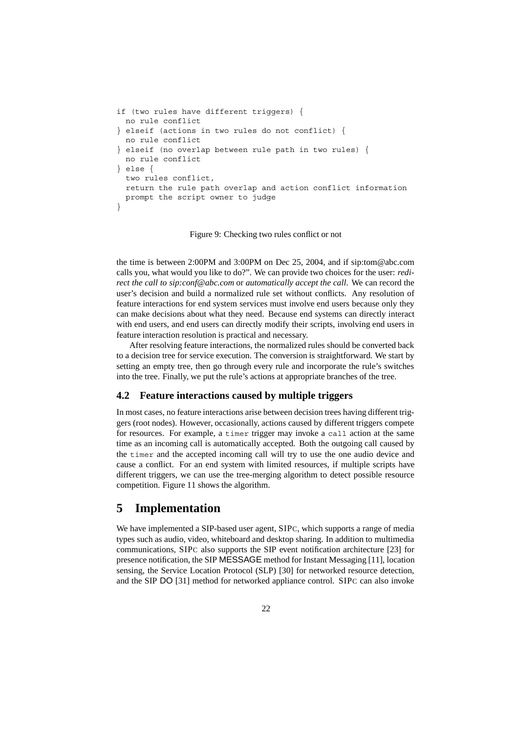```
if (two rules have different triggers) {
  no rule conflict
} elseif (actions in two rules do not conflict) {
  no rule conflict
} elseif (no overlap between rule path in two rules) {
  no rule conflict
} else {
  two rules conflict,
  return the rule path overlap and action conflict information
  prompt the script owner to judge
}
```

Figure 9: Checking two rules conflict or not

the time is between 2:00PM and 3:00PM on Dec 25, 2004, and if sip:tom@abc.com calls you, what would you like to do?". We can provide two choices for the user: *redirect the call to sip:conf@abc.com* or *automatically accept the call*. We can record the user's decision and build a normalized rule set without conflicts. Any resolution of feature interactions for end system services must involve end users because only they can make decisions about what they need. Because end systems can directly interact with end users, and end users can directly modify their scripts, involving end users in feature interaction resolution is practical and necessary.

After resolving feature interactions, the normalized rules should be converted back to a decision tree for service execution. The conversion is straightforward. We start by setting an empty tree, then go through every rule and incorporate the rule's switches into the tree. Finally, we put the rule's actions at appropriate branches of the tree.

### 4.2 Feature interactions caused by multiple triggers

In most cases, no feature interactions arise between decision trees having different triggers (root nodes). However, occasionally, actions caused by different triggers compete for resources. For example, a `timer` trigger may invoke a `call` action at the same time as an incoming call is automatically accepted. Both the outgoing call caused by the `timer` and the accepted incoming call will try to use the one audio device and cause a conflict. For an end system with limited resources, if multiple scripts have different triggers, we can use the tree-merging algorithm to detect possible resource competition. Figure 11 shows the algorithm.

## 5 Implementation

We have implemented a SIP-based user agent, SIPC, which supports a range of media types such as audio, video, whiteboard and desktop sharing. In addition to multimedia communications, SIPC also supports the SIP event notification architecture [23] for presence notification, the SIP MESSAGE method for Instant Messaging [11], location sensing, the Service Location Protocol (SLP) [30] for networked resource detection, and the SIP DO [31] method for networked appliance control. SIPC can also invoke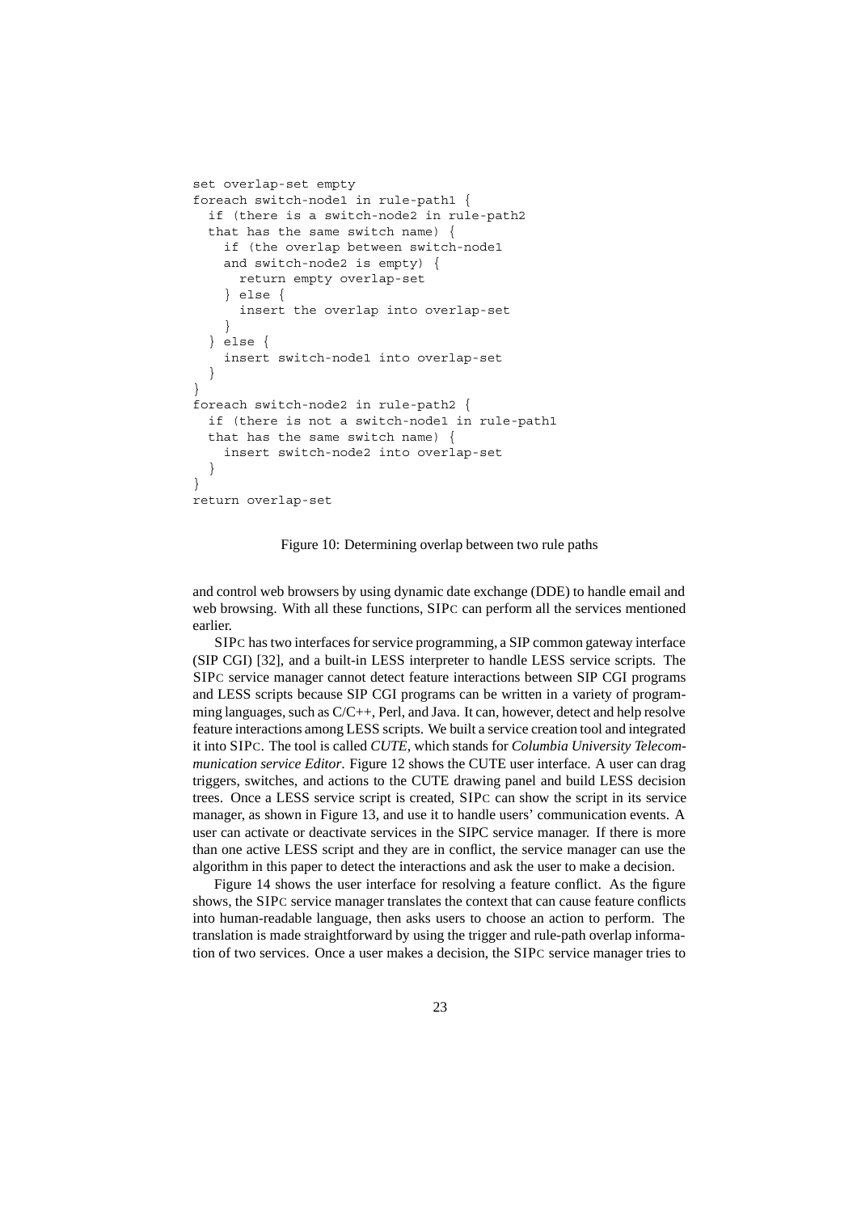```
set overlap-set empty
foreach switch-node1 in rule-path1 {
  if (there is a switch-node2 in rule-path2
  that has the same switch name) {
    if (the overlap between switch-node1
    and switch-node2 is empty) {
      return empty overlap-set
    } else {
      insert the overlap into overlap-set
    }
  } else {
    insert switch-node1 into overlap-set
  }
}
foreach switch-node2 in rule-path2 {
  if (there is not a switch-node1 in rule-path1
  that has the same switch name) {
    insert switch-node2 into overlap-set
  }
}
return overlap-set
```

Figure 10: Determining overlap between two rule paths

and control web browsers by using dynamic date exchange (DDE) to handle email and web browsing. With all these functions, SIPC can perform all the services mentioned earlier.

SIPC has two interfaces for service programming, a SIP common gateway interface (SIP CGI) [32], and a built-in LESS interpreter to handle LESS service scripts. The SIPC service manager cannot detect feature interactions between SIP CGI programs and LESS scripts because SIP CGI programs can be written in a variety of programming languages, such as C/C++, Perl, and Java. It can, however, detect and help resolve feature interactions among LESS scripts. We built a service creation tool and integrated it into SIPC. The tool is called *CUTE*, which stands for *Columbia University Telecommunication service Editor*. Figure 12 shows the CUTE user interface. A user can drag triggers, switches, and actions to the CUTE drawing panel and build LESS decision trees. Once a LESS service script is created, SIPC can show the script in its service manager, as shown in Figure 13, and use it to handle users' communication events. A user can activate or deactivate services in the SIPC service manager. If there is more than one active LESS script and they are in conflict, the service manager can use the algorithm in this paper to detect the interactions and ask the user to make a decision.

Figure 14 shows the user interface for resolving a feature conflict. As the figure shows, the SIPC service manager translates the context that can cause feature conflicts into human-readable language, then asks users to choose an action to perform. The translation is made straightforward by using the trigger and rule-path overlap information of two services. Once a user makes a decision, the SIPC service manager tries to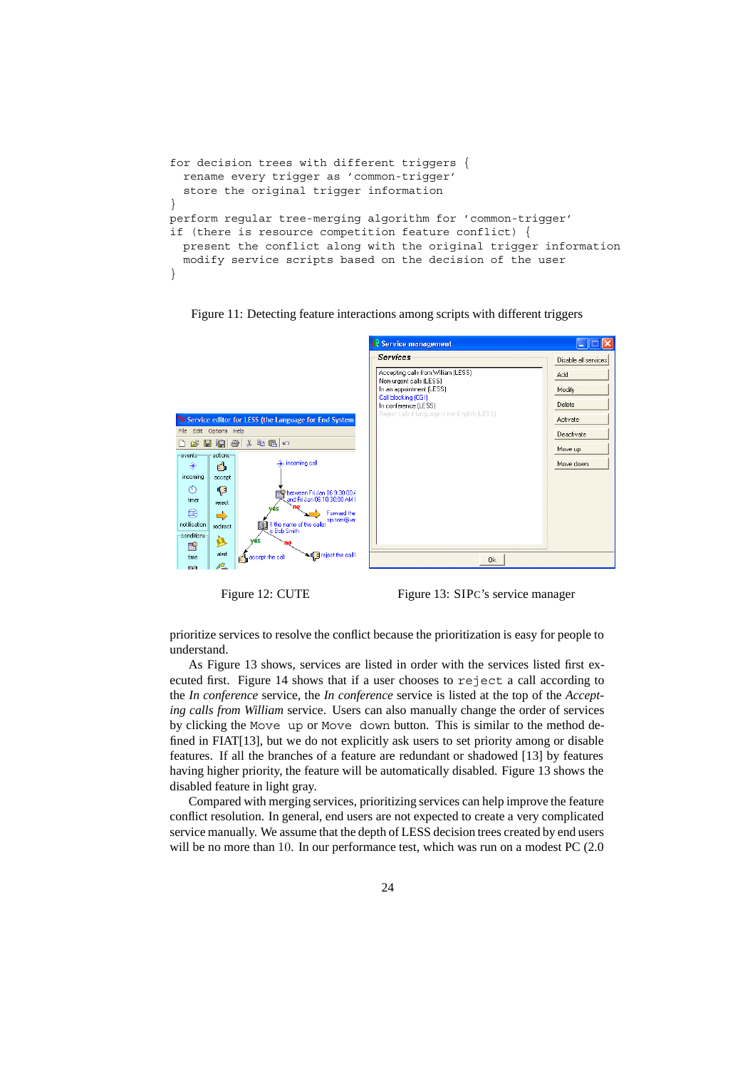```
for decision trees with different triggers {
  rename every trigger as 'common-trigger'
  store the original trigger information
}
perform regular tree-merging algorithm for 'common-trigger'
if (there is resource competition feature conflict) {
  present the conflict along with the original trigger information
  modify service scripts based on the decision of the user
}
```

Figure 11: Detecting feature interactions among scripts with different triggers

Figure 12: CUTE

Figure 13: SIPC's service manager

prioritize services to resolve the conflict because the prioritization is easy for people to understand.

As Figure 13 shows, services are listed in order with the services listed first executed first. Figure 14 shows that if a user chooses to `reject` a call according to the *In conference* service, the *In conference* service is listed at the top of the *Accepting calls from William* service. Users can also manually change the order of services by clicking the `Move up` or `Move down` button. This is similar to the method defined in FIAT[13], but we do not explicitly ask users to set priority among or disable features. If all the branches of a feature are redundant or shadowed [13] by features having higher priority, the feature will be automatically disabled. Figure 13 shows the disabled feature in light gray.

Compared with merging services, prioritizing services can help improve the feature conflict resolution. In general, end users are not expected to create a very complicated service manually. We assume that the depth of LESS decision trees created by end users will be no more than 10. In our performance test, which was run on a modest PC (2.0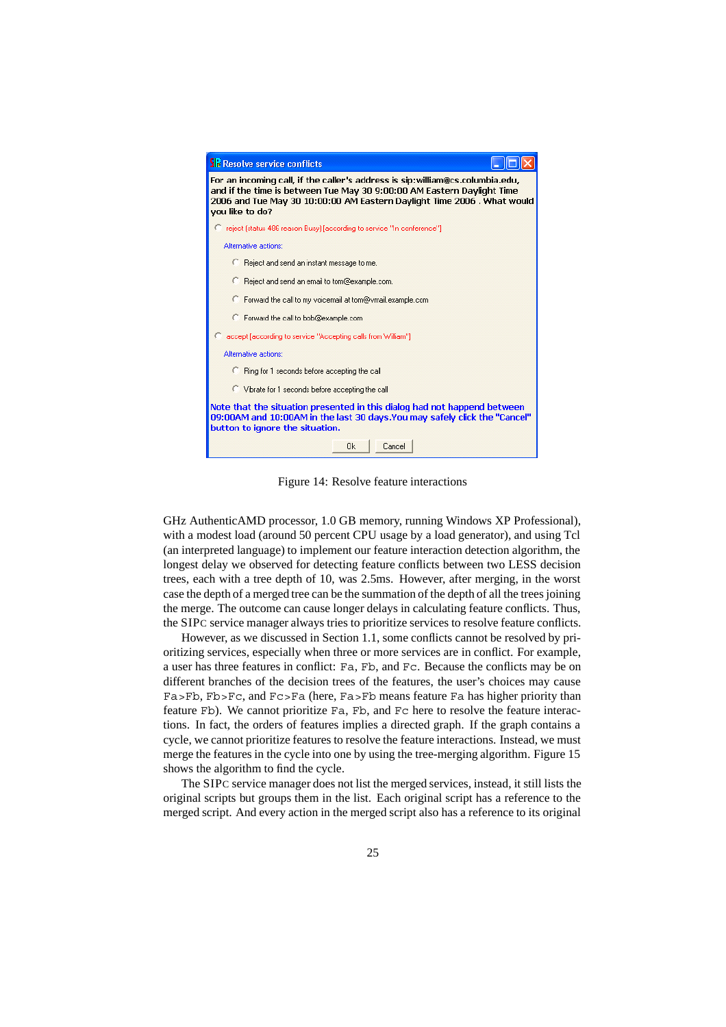Figure 14: Resolve feature interactions

GHz AuthenticAMD processor, 1.0 GB memory, running Windows XP Professional), with a modest load (around 50 percent CPU usage by a load generator), and using Tcl (an interpreted language) to implement our feature interaction detection algorithm, the longest delay we observed for detecting feature conflicts between two LESS decision trees, each with a tree depth of 10, was 2.5ms. However, after merging, in the worst case the depth of a merged tree can be the summation of the depth of all the trees joining the merge. The outcome can cause longer delays in calculating feature conflicts. Thus, the SIPC service manager always tries to prioritize services to resolve feature conflicts.

However, as we discussed in Section 1.1, some conflicts cannot be resolved by prioritizing services, especially when three or more services are in conflict. For example, a user has three features in conflict: `Fa`, `Fb`, and `Fc`. Because the conflicts may be on different branches of the decision trees of the features, the user's choices may cause `Fa>Fb`, `Fb>Fc`, and `Fc>Fa` (here, `Fa>Fb` means feature `Fa` has higher priority than feature `Fb`). We cannot prioritize `Fa`, `Fb`, and `Fc` here to resolve the feature interactions. In fact, the orders of features implies a directed graph. If the graph contains a cycle, we cannot prioritize features to resolve the feature interactions. Instead, we must merge the features in the cycle into one by using the tree-merging algorithm. Figure 15 shows the algorithm to find the cycle.

The SIPC service manager does not list the merged services, instead, it still lists the original scripts but groups them in the list. Each original script has a reference to the merged script. And every action in the merged script also has a reference to its original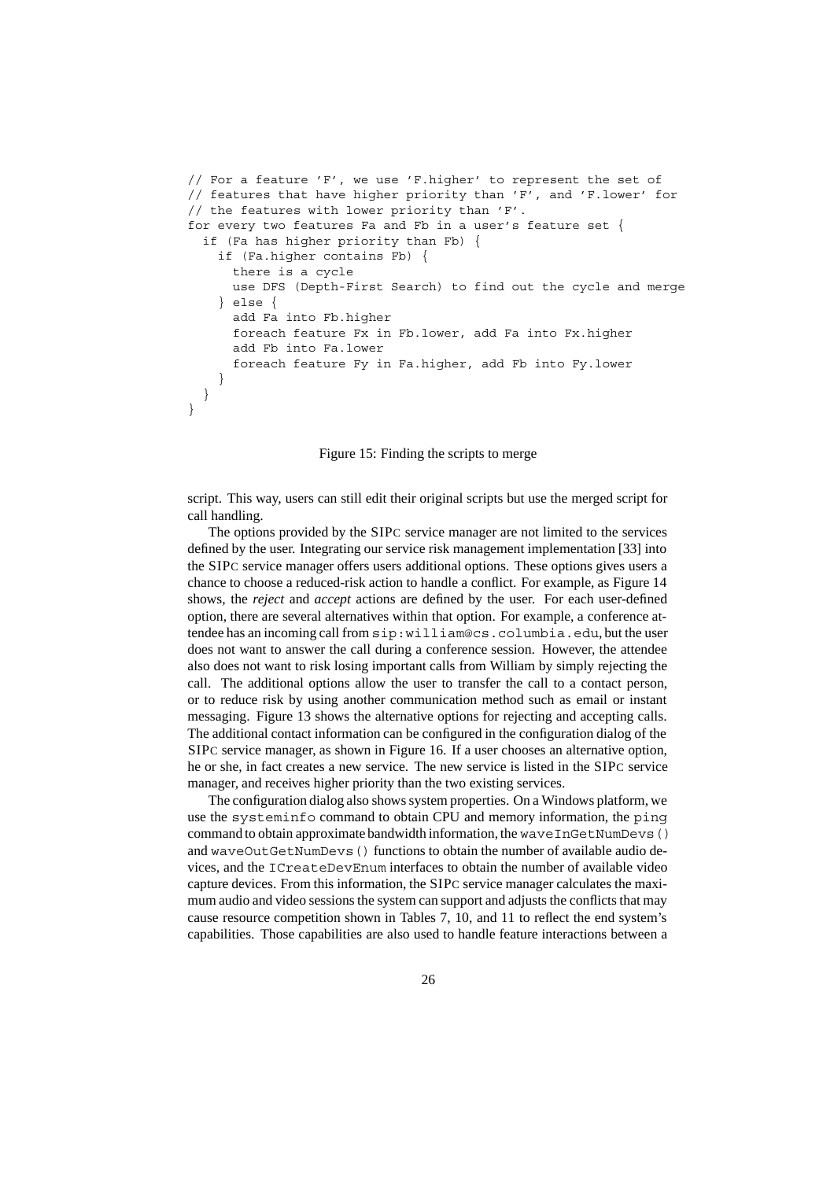```
// For a feature 'F', we use 'F.higher' to represent the set of
// features that have higher priority than 'F', and 'F.lower' for
// the features with lower priority than 'F'.
for every two features Fa and Fb in a user's feature set {
  if (Fa has higher priority than Fb) {
    if (Fa.higher contains Fb) {
      there is a cycle
      use DFS (Depth-First Search) to find out the cycle and merge
    } else {
      add Fa into Fb.higher
      foreach feature Fx in Fb.lower, add Fa into Fx.higher
      add Fb into Fa.lower
      foreach feature Fy in Fa.higher, add Fb into Fy.lower
    }
  }
}
```

Figure 15: Finding the scripts to merge

script. This way, users can still edit their original scripts but use the merged script for call handling.

The options provided by the SIPC service manager are not limited to the services defined by the user. Integrating our service risk management implementation [33] into the SIPC service manager offers users additional options. These options gives users a chance to choose a reduced-risk action to handle a conflict. For example, as Figure 14 shows, the *reject* and *accept* actions are defined by the user. For each user-defined option, there are several alternatives within that option. For example, a conference attendee has an incoming call from `sip:william@cs.columbia.edu`, but the user does not want to answer the call during a conference session. However, the attendee also does not want to risk losing important calls from William by simply rejecting the call. The additional options allow the user to transfer the call to a contact person, or to reduce risk by using another communication method such as email or instant messaging. Figure 13 shows the alternative options for rejecting and accepting calls. The additional contact information can be configured in the configuration dialog of the SIPC service manager, as shown in Figure 16. If a user chooses an alternative option, he or she, in fact creates a new service. The new service is listed in the SIPC service manager, and receives higher priority than the two existing services.

The configuration dialog also shows system properties. On a Windows platform, we use the `systeminfo` command to obtain CPU and memory information, the `ping` command to obtain approximate bandwidth information, the `waveInGetNumDevs()` and `waveOutGetNumDevs()` functions to obtain the number of available audio devices, and the `ICreateDevEnum` interfaces to obtain the number of available video capture devices. From this information, the SIPC service manager calculates the maximum audio and video sessions the system can support and adjusts the conflicts that may cause resource competition shown in Tables 7, 10, and 11 to reflect the end system's capabilities. Those capabilities are also used to handle feature interactions between a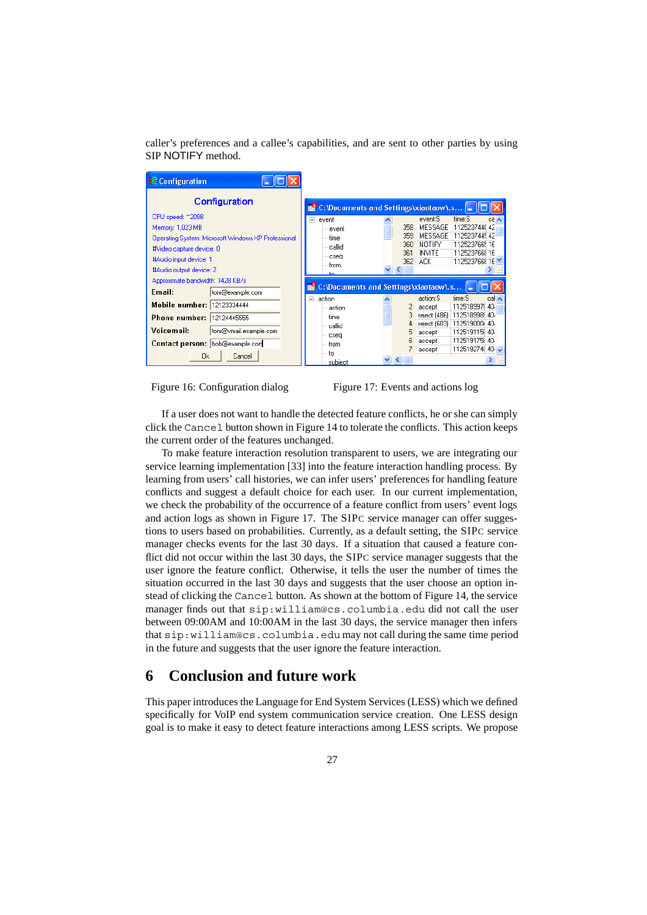caller's preferences and a callee's capabilities, and are sent to other parties by using SIP NOTIFY method.

Figure 16: Configuration dialog

Figure 17: Events and actions log

If a user does not want to handle the detected feature conflicts, he or she can simply click the `Cancel` button shown in Figure 14 to tolerate the conflicts. This action keeps the current order of the features unchanged.

To make feature interaction resolution transparent to users, we are integrating our service learning implementation [33] into the feature interaction handling process. By learning from users' call histories, we can infer users' preferences for handling feature conflicts and suggest a default choice for each user. In our current implementation, we check the probability of the occurrence of a feature conflict from users' event logs and action logs as shown in Figure 17. The SIPC service manager can offer suggestions to users based on probabilities. Currently, as a default setting, the SIPC service manager checks events for the last 30 days. If a situation that caused a feature conflict did not occur within the last 30 days, the SIPC service manager suggests that the user ignore the feature conflict. Otherwise, it tells the user the number of times the situation occurred in the last 30 days and suggests that the user choose an option instead of clicking the `Cancel` button. As shown at the bottom of Figure 14, the service manager finds out that `sip:william@cs.columbia.edu` did not call the user between 09:00AM and 10:00AM in the last 30 days, the service manager then infers that `sip:william@cs.columbia.edu` may not call during the same time period in the future and suggests that the user ignore the feature interaction.

## 6 Conclusion and future work

This paper introduces the Language for End System Services (LESS) which we defined specifically for VoIP end system communication service creation. One LESS design goal is to make it easy to detect feature interactions among LESS scripts. We propose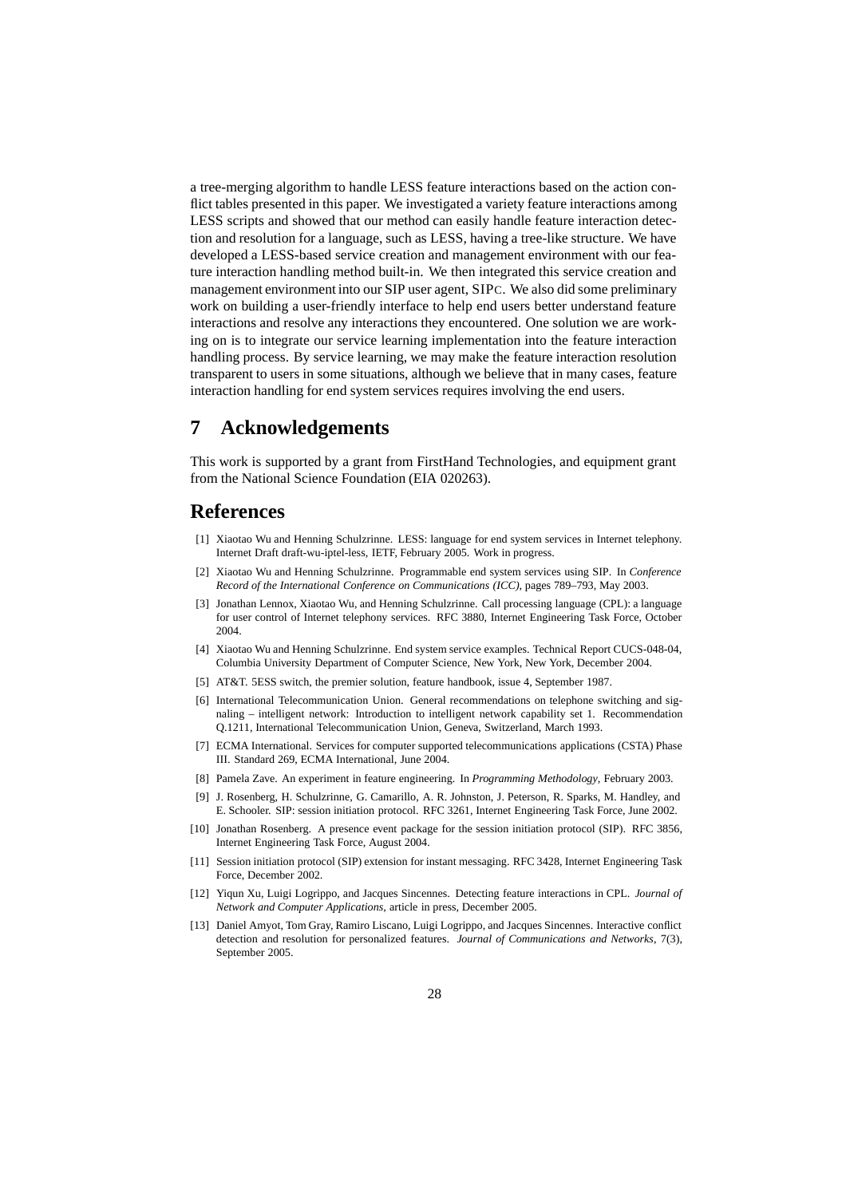a tree-merging algorithm to handle LESS feature interactions based on the action conflict tables presented in this paper. We investigated a variety feature interactions among LESS scripts and showed that our method can easily handle feature interaction detection and resolution for a language, such as LESS, having a tree-like structure. We have developed a LESS-based service creation and management environment with our feature interaction handling method built-in. We then integrated this service creation and management environment into our SIP user agent, SIPC. We also did some preliminary work on building a user-friendly interface to help end users better understand feature interactions and resolve any interactions they encountered. One solution we are working on is to integrate our service learning implementation into the feature interaction handling process. By service learning, we may make the feature interaction resolution transparent to users in some situations, although we believe that in many cases, feature interaction handling for end system services requires involving the end users.

# 7 Acknowledgements

This work is supported by a grant from FirstHand Technologies, and equipment grant from the National Science Foundation (EIA 020263).

# References

[1] Xiaotao Wu and Henning Schulzrinne. LESS: language for end system services in Internet telephony. Internet Draft draft-wu-iptel-less, IETF, February 2005. Work in progress.

[2] Xiaotao Wu and Henning Schulzrinne. Programmable end system services using SIP. In *Conference Record of the International Conference on Communications (ICC)*, pages 789–793, May 2003.

[3] Jonathan Lennox, Xiaotao Wu, and Henning Schulzrinne. Call processing language (CPL): a language for user control of Internet telephony services. RFC 3880, Internet Engineering Task Force, October 2004.

[4] Xiaotao Wu and Henning Schulzrinne. End system service examples. Technical Report CUCS-048-04, Columbia University Department of Computer Science, New York, New York, December 2004.

[5] AT&T. 5ESS switch, the premier solution, feature handbook, issue 4, September 1987.

[6] International Telecommunication Union. General recommendations on telephone switching and signaling – intelligent network: Introduction to intelligent network capability set 1. Recommendation Q.1211, International Telecommunication Union, Geneva, Switzerland, March 1993.

[7] ECMA International. Services for computer supported telecommunications applications (CSTA) Phase III. Standard 269, ECMA International, June 2004.

[8] Pamela Zave. An experiment in feature engineering. In *Programming Methodology*, February 2003.

[9] J. Rosenberg, H. Schulzrinne, G. Camarillo, A. R. Johnston, J. Peterson, R. Sparks, M. Handley, and E. Schooler. SIP: session initiation protocol. RFC 3261, Internet Engineering Task Force, June 2002.

[10] Jonathan Rosenberg. A presence event package for the session initiation protocol (SIP). RFC 3856, Internet Engineering Task Force, August 2004.

[11] Session initiation protocol (SIP) extension for instant messaging. RFC 3428, Internet Engineering Task Force, December 2002.

[12] Yiqun Xu, Luigi Logrippo, and Jacques Sincennes. Detecting feature interactions in CPL. *Journal of Network and Computer Applications*, article in press, December 2005.

[13] Daniel Amyot, Tom Gray, Ramiro Liscano, Luigi Logrippo, and Jacques Sincennes. Interactive conflict detection and resolution for personalized features. *Journal of Communications and Networks*, 7(3), September 2005.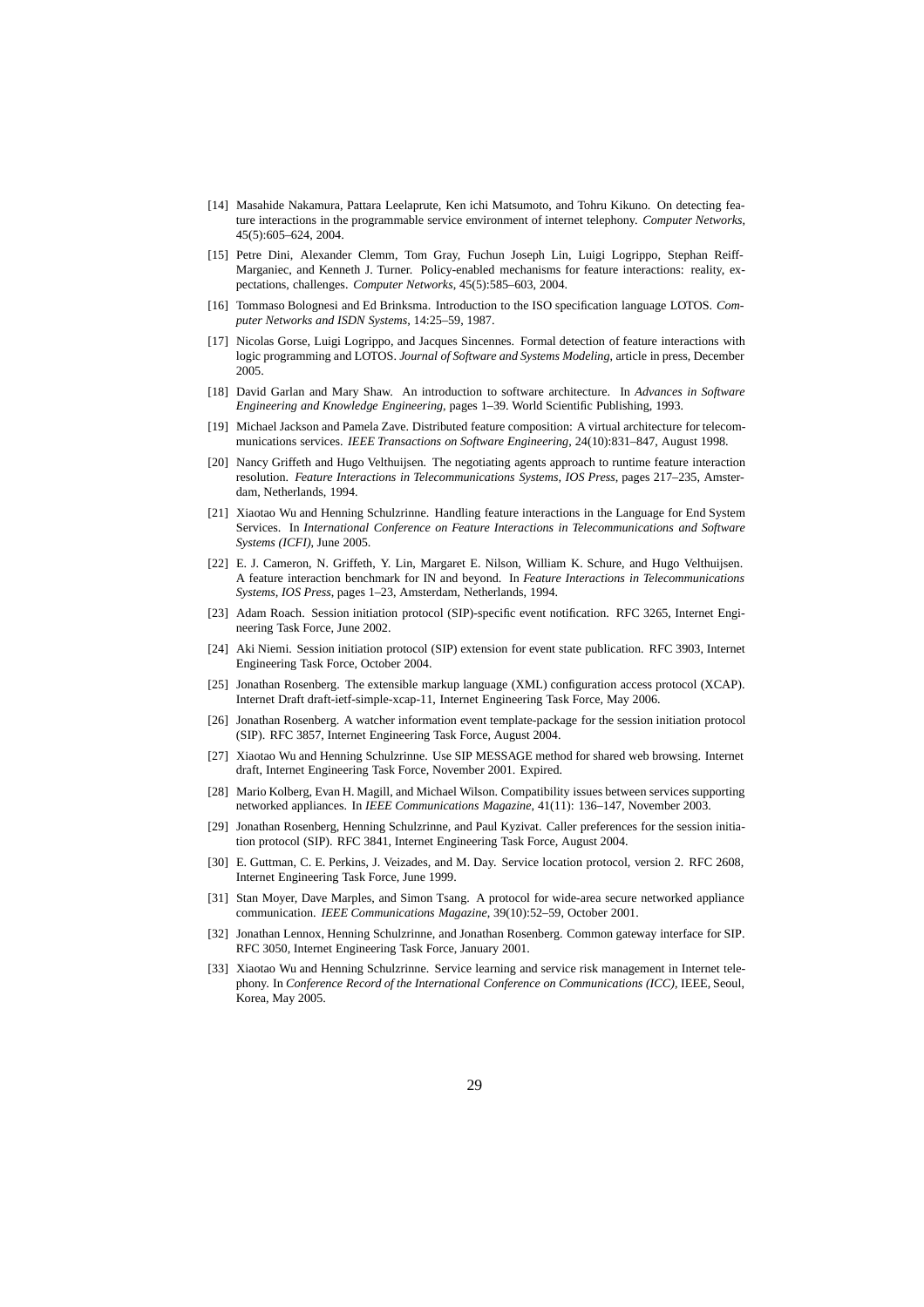[14] Masahide Nakamura, Pattara Leelaprute, Ken ichi Matsumoto, and Tohru Kikuno. On detecting feature interactions in the programmable service environment of internet telephony. *Computer Networks*, 45(5):605–624, 2004.

[15] Petre Dini, Alexander Clemm, Tom Gray, Fuchun Joseph Lin, Luigi Logrippo, Stephan Reiff-Marganiec, and Kenneth J. Turner. Policy-enabled mechanisms for feature interactions: reality, expectations, challenges. *Computer Networks*, 45(5):585–603, 2004.

[16] Tommaso Bolognesi and Ed Brinksma. Introduction to the ISO specification language LOTOS. *Computer Networks and ISDN Systems*, 14:25–59, 1987.

[17] Nicolas Gorse, Luigi Logrippo, and Jacques Sincennes. Formal detection of feature interactions with logic programming and LOTOS. *Journal of Software and Systems Modeling*, article in press, December 2005.

[18] David Garlan and Mary Shaw. An introduction to software architecture. In *Advances in Software Engineering and Knowledge Engineering*, pages 1–39. World Scientific Publishing, 1993.

[19] Michael Jackson and Pamela Zave. Distributed feature composition: A virtual architecture for telecommunications services. *IEEE Transactions on Software Engineering*, 24(10):831–847, August 1998.

[20] Nancy Griffeth and Hugo Velthuijsen. The negotiating agents approach to runtime feature interaction resolution. *Feature Interactions in Telecommunications Systems, IOS Press*, pages 217–235, Amsterdam, Netherlands, 1994.

[21] Xiaotao Wu and Henning Schulzrinne. Handling feature interactions in the Language for End System Services. In *International Conference on Feature Interactions in Telecommunications and Software Systems (ICFI)*, June 2005.

[22] E. J. Cameron, N. Griffeth, Y. Lin, Margaret E. Nilson, William K. Schure, and Hugo Velthuijsen. A feature interaction benchmark for IN and beyond. In *Feature Interactions in Telecommunications Systems, IOS Press*, pages 1–23, Amsterdam, Netherlands, 1994.

[23] Adam Roach. Session initiation protocol (SIP)-specific event notification. RFC 3265, Internet Engineering Task Force, June 2002.

[24] Aki Niemi. Session initiation protocol (SIP) extension for event state publication. RFC 3903, Internet Engineering Task Force, October 2004.

[25] Jonathan Rosenberg. The extensible markup language (XML) configuration access protocol (XCAP). Internet Draft draft-ietf-simple-xcap-11, Internet Engineering Task Force, May 2006.

[26] Jonathan Rosenberg. A watcher information event template-package for the session initiation protocol (SIP). RFC 3857, Internet Engineering Task Force, August 2004.

[27] Xiaotao Wu and Henning Schulzrinne. Use SIP MESSAGE method for shared web browsing. Internet draft, Internet Engineering Task Force, November 2001. Expired.

[28] Mario Kolberg, Evan H. Magill, and Michael Wilson. Compatibility issues between services supporting networked appliances. In *IEEE Communications Magazine*, 41(11): 136–147, November 2003.

[29] Jonathan Rosenberg, Henning Schulzrinne, and Paul Kyzivat. Caller preferences for the session initiation protocol (SIP). RFC 3841, Internet Engineering Task Force, August 2004.

[30] E. Guttman, C. E. Perkins, J. Veizades, and M. Day. Service location protocol, version 2. RFC 2608, Internet Engineering Task Force, June 1999.

[31] Stan Moyer, Dave Marples, and Simon Tsang. A protocol for wide-area secure networked appliance communication. *IEEE Communications Magazine*, 39(10):52–59, October 2001.

[32] Jonathan Lennox, Henning Schulzrinne, and Jonathan Rosenberg. Common gateway interface for SIP. RFC 3050, Internet Engineering Task Force, January 2001.

[33] Xiaotao Wu and Henning Schulzrinne. Service learning and service risk management in Internet telephony. In *Conference Record of the International Conference on Communications (ICC)*, IEEE, Seoul, Korea, May 2005.